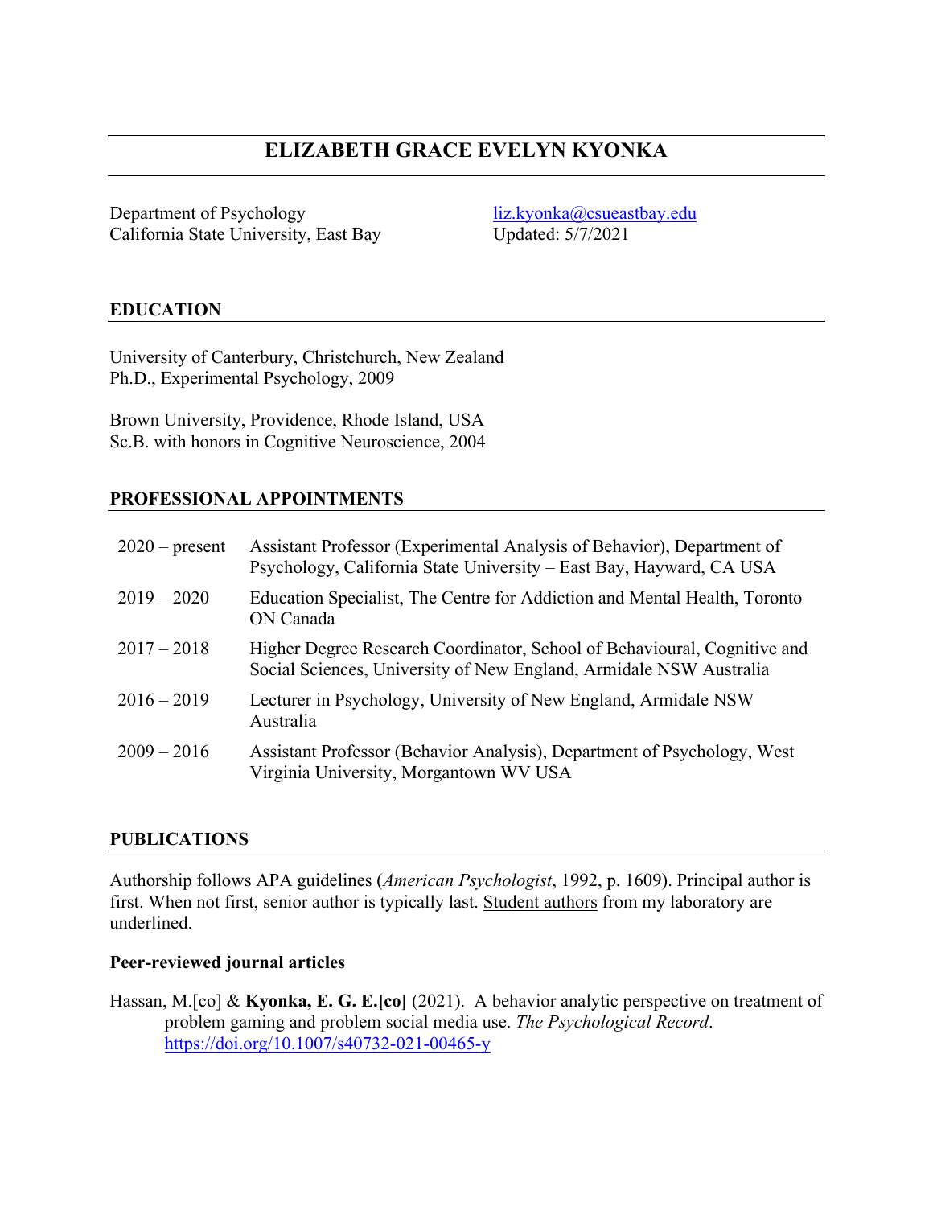# ELIZABETH GRACE EVELYN KYONKA

Department of Psychology
California State University, East Bay

liz.kyonka@csueastbay.edu
Updated: 5/7/2021

## EDUCATION

University of Canterbury, Christchurch, New Zealand
Ph.D., Experimental Psychology, 2009

Brown University, Providence, Rhode Island, USA
Sc.B. with honors in Cognitive Neuroscience, 2004

## PROFESSIONAL APPOINTMENTS

| | |
|---|---|
| 2020 – present | Assistant Professor (Experimental Analysis of Behavior), Department of Psychology, California State University – East Bay, Hayward, CA USA |
| 2019 – 2020 | Education Specialist, The Centre for Addiction and Mental Health, Toronto ON Canada |
| 2017 – 2018 | Higher Degree Research Coordinator, School of Behavioural, Cognitive and Social Sciences, University of New England, Armidale NSW Australia |
| 2016 – 2019 | Lecturer in Psychology, University of New England, Armidale NSW Australia |
| 2009 – 2016 | Assistant Professor (Behavior Analysis), Department of Psychology, West Virginia University, Morgantown WV USA |

## PUBLICATIONS

Authorship follows APA guidelines (*American Psychologist*, 1992, p. 1609). Principal author is first. When not first, senior author is typically last. <u>Student authors</u> from my laboratory are underlined.

### Peer-reviewed journal articles

Hassan, M.[co] & **Kyonka, E. G. E.[co]** (2021). A behavior analytic perspective on treatment of problem gaming and problem social media use. *The Psychological Record*. https://doi.org/10.1007/s40732-021-00465-y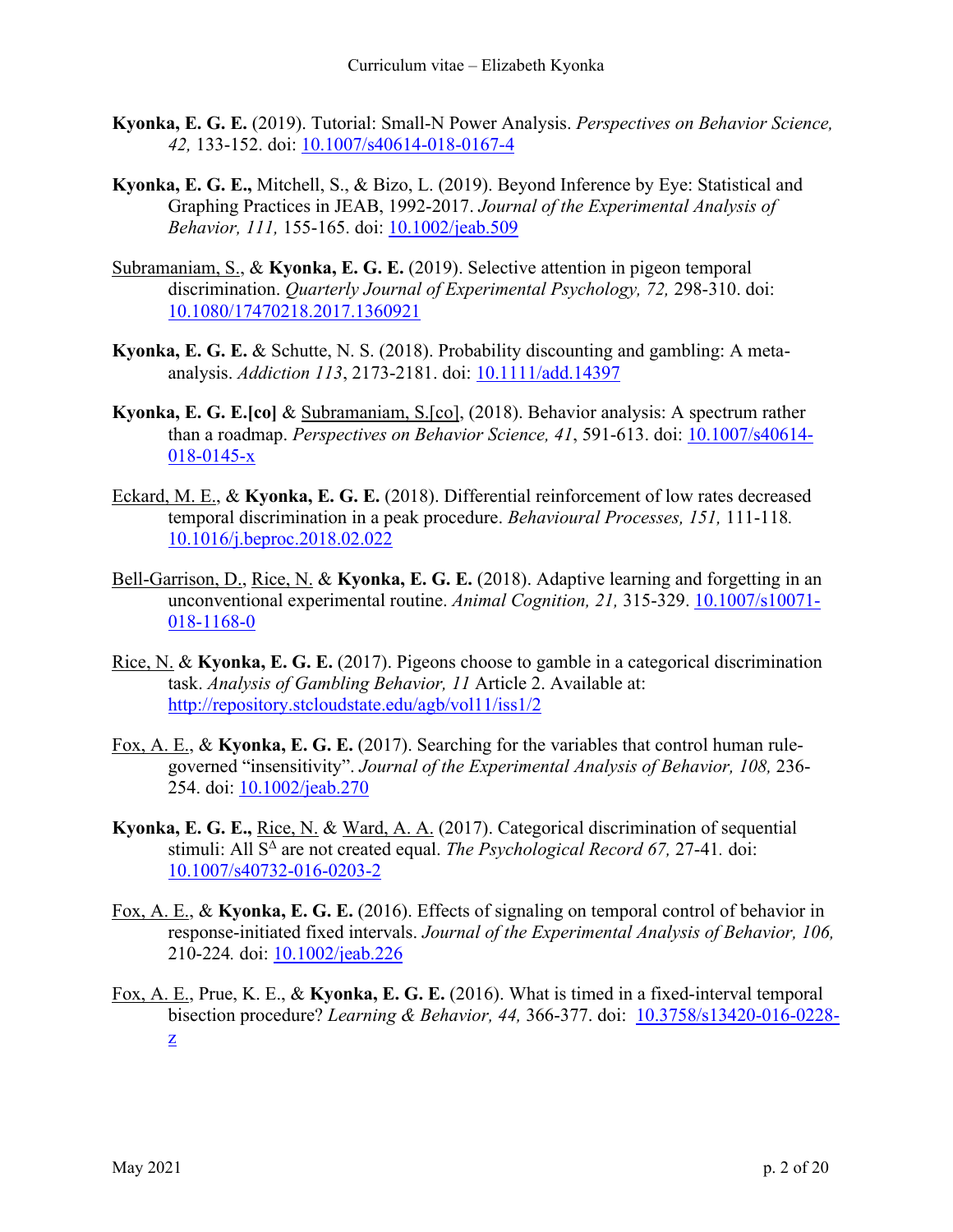**Kyonka, E. G. E.** (2019). Tutorial: Small-N Power Analysis. *Perspectives on Behavior Science, 42,* 133-152. doi: [10.1007/s40614-018-0167-4](https://doi.org/10.1007/s40614-018-0167-4)

**Kyonka, E. G. E.,** Mitchell, S., & Bizo, L. (2019). Beyond Inference by Eye: Statistical and Graphing Practices in JEAB, 1992-2017. *Journal of the Experimental Analysis of Behavior, 111,* 155-165. doi: [10.1002/jeab.509](https://doi.org/10.1002/jeab.509)

<u>Subramaniam, S.</u>, & **Kyonka, E. G. E.** (2019). Selective attention in pigeon temporal discrimination. *Quarterly Journal of Experimental Psychology, 72,* 298-310. doi: [10.1080/17470218.2017.1360921](https://doi.org/10.1080/17470218.2017.1360921)

**Kyonka, E. G. E.** & Schutte, N. S. (2018). Probability discounting and gambling: A meta-analysis. *Addiction 113*, 2173-2181. doi: [10.1111/add.14397](https://doi.org/10.1111/add.14397)

**Kyonka, E. G. E.[co]** & <u>Subramaniam, S.[co]</u>, (2018). Behavior analysis: A spectrum rather than a roadmap. *Perspectives on Behavior Science, 41*, 591-613. doi: [10.1007/s40614-018-0145-x](https://doi.org/10.1007/s40614-018-0145-x)

<u>Eckard, M. E.</u>, & **Kyonka, E. G. E.** (2018). Differential reinforcement of low rates decreased temporal discrimination in a peak procedure. *Behavioural Processes, 151,* 111-118. [10.1016/j.beproc.2018.02.022](https://doi.org/10.1016/j.beproc.2018.02.022)

<u>Bell-Garrison, D.</u>, <u>Rice, N.</u> & **Kyonka, E. G. E.** (2018). Adaptive learning and forgetting in an unconventional experimental routine. *Animal Cognition, 21,* 315-329. [10.1007/s10071-018-1168-0](https://doi.org/10.1007/s10071-018-1168-0)

<u>Rice, N.</u> & **Kyonka, E. G. E.** (2017). Pigeons choose to gamble in a categorical discrimination task. *Analysis of Gambling Behavior, 11* Article 2. Available at: [http://repository.stcloudstate.edu/agb/vol11/iss1/2](http://repository.stcloudstate.edu/agb/vol11/iss1/2)

<u>Fox, A. E.</u>, & **Kyonka, E. G. E.** (2017). Searching for the variables that control human rule-governed "insensitivity". *Journal of the Experimental Analysis of Behavior, 108,* 236-254. doi: [10.1002/jeab.270](https://doi.org/10.1002/jeab.270)

**Kyonka, E. G. E.,** <u>Rice, N.</u> & <u>Ward, A. A.</u> (2017). Categorical discrimination of sequential stimuli: All $S^{\Delta}$ are not created equal. *The Psychological Record 67,* 27-41. doi: [10.1007/s40732-016-0203-2](https://doi.org/10.1007/s40732-016-0203-2)

<u>Fox, A. E.</u>, & **Kyonka, E. G. E.** (2016). Effects of signaling on temporal control of behavior in response-initiated fixed intervals. *Journal of the Experimental Analysis of Behavior, 106,* 210-224. doi: [10.1002/jeab.226](https://doi.org/10.1002/jeab.226)

<u>Fox, A. E.</u>, Prue, K. E., & **Kyonka, E. G. E.** (2016). What is timed in a fixed-interval temporal bisection procedure? *Learning & Behavior, 44,* 366-377. doi: [10.3758/s13420-016-0228-z](https://doi.org/10.3758/s13420-016-0228-z)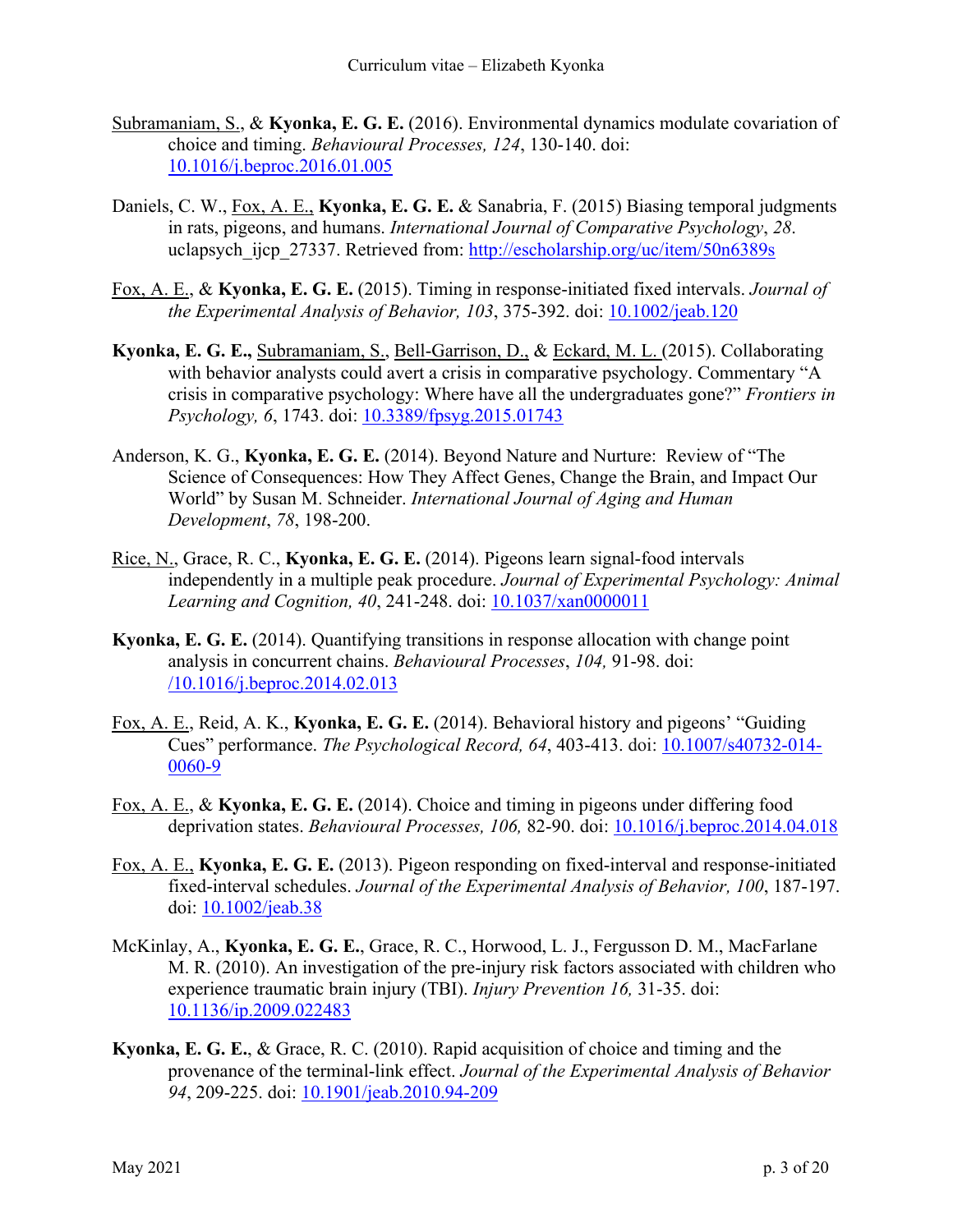<u>Subramaniam, S.</u>, & **Kyonka, E. G. E.** (2016). Environmental dynamics modulate covariation of choice and timing. *Behavioural Processes, 124*, 130-140. doi: [10.1016/j.beproc.2016.01.005](https://doi.org/10.1016/j.beproc.2016.01.005)

Daniels, C. W., <u>Fox, A. E.,</u> **Kyonka, E. G. E.** & Sanabria, F. (2015) Biasing temporal judgments in rats, pigeons, and humans. *International Journal of Comparative Psychology*, *28*. uclapsych_ijcp_27337. Retrieved from: [http://escholarship.org/uc/item/50n6389s](http://escholarship.org/uc/item/50n6389s)

<u>Fox, A. E.</u>, & **Kyonka, E. G. E.** (2015). Timing in response-initiated fixed intervals. *Journal of the Experimental Analysis of Behavior, 103*, 375-392. doi: [10.1002/jeab.120](https://doi.org/10.1002/jeab.120)

**Kyonka, E. G. E.,** <u>Subramaniam, S.</u>, <u>Bell-Garrison, D.</u>, & <u>Eckard, M. L.</u> (2015). Collaborating with behavior analysts could avert a crisis in comparative psychology. Commentary "A crisis in comparative psychology: Where have all the undergraduates gone?" *Frontiers in Psychology, 6*, 1743. doi: [10.3389/fpsyg.2015.01743](https://doi.org/10.3389/fpsyg.2015.01743)

Anderson, K. G., **Kyonka, E. G. E.** (2014). Beyond Nature and Nurture: Review of "The Science of Consequences: How They Affect Genes, Change the Brain, and Impact Our World" by Susan M. Schneider. *International Journal of Aging and Human Development*, *78*, 198-200.

<u>Rice, N.</u>, Grace, R. C., **Kyonka, E. G. E.** (2014). Pigeons learn signal-food intervals independently in a multiple peak procedure. *Journal of Experimental Psychology: Animal Learning and Cognition, 40*, 241-248. doi: [10.1037/xan0000011](https://doi.org/10.1037/xan0000011)

**Kyonka, E. G. E.** (2014). Quantifying transitions in response allocation with change point analysis in concurrent chains. *Behavioural Processes*, *104,* 91-98. doi: [/10.1016/j.beproc.2014.02.013](https://doi.org/10.1016/j.beproc.2014.02.013)

<u>Fox, A. E.</u>, Reid, A. K., **Kyonka, E. G. E.** (2014). Behavioral history and pigeons' "Guiding Cues" performance. *The Psychological Record, 64*, 403-413. doi: [10.1007/s40732-014-0060-9](https://doi.org/10.1007/s40732-014-0060-9)

<u>Fox, A. E.</u>, & **Kyonka, E. G. E.** (2014). Choice and timing in pigeons under differing food deprivation states. *Behavioural Processes, 106,* 82-90. doi: [10.1016/j.beproc.2014.04.018](https://doi.org/10.1016/j.beproc.2014.04.018)

<u>Fox, A. E.,</u> **Kyonka, E. G. E.** (2013). Pigeon responding on fixed-interval and response-initiated fixed-interval schedules. *Journal of the Experimental Analysis of Behavior, 100*, 187-197. doi: [10.1002/jeab.38](https://doi.org/10.1002/jeab.38)

McKinlay, A., **Kyonka, E. G. E.**, Grace, R. C., Horwood, L. J., Fergusson D. M., MacFarlane M. R. (2010). An investigation of the pre-injury risk factors associated with children who experience traumatic brain injury (TBI). *Injury Prevention 16,* 31-35. doi: [10.1136/ip.2009.022483](https://doi.org/10.1136/ip.2009.022483)

**Kyonka, E. G. E.**, & Grace, R. C. (2010). Rapid acquisition of choice and timing and the provenance of the terminal-link effect. *Journal of the Experimental Analysis of Behavior 94*, 209-225. doi: [10.1901/jeab.2010.94-209](https://doi.org/10.1901/jeab.2010.94-209)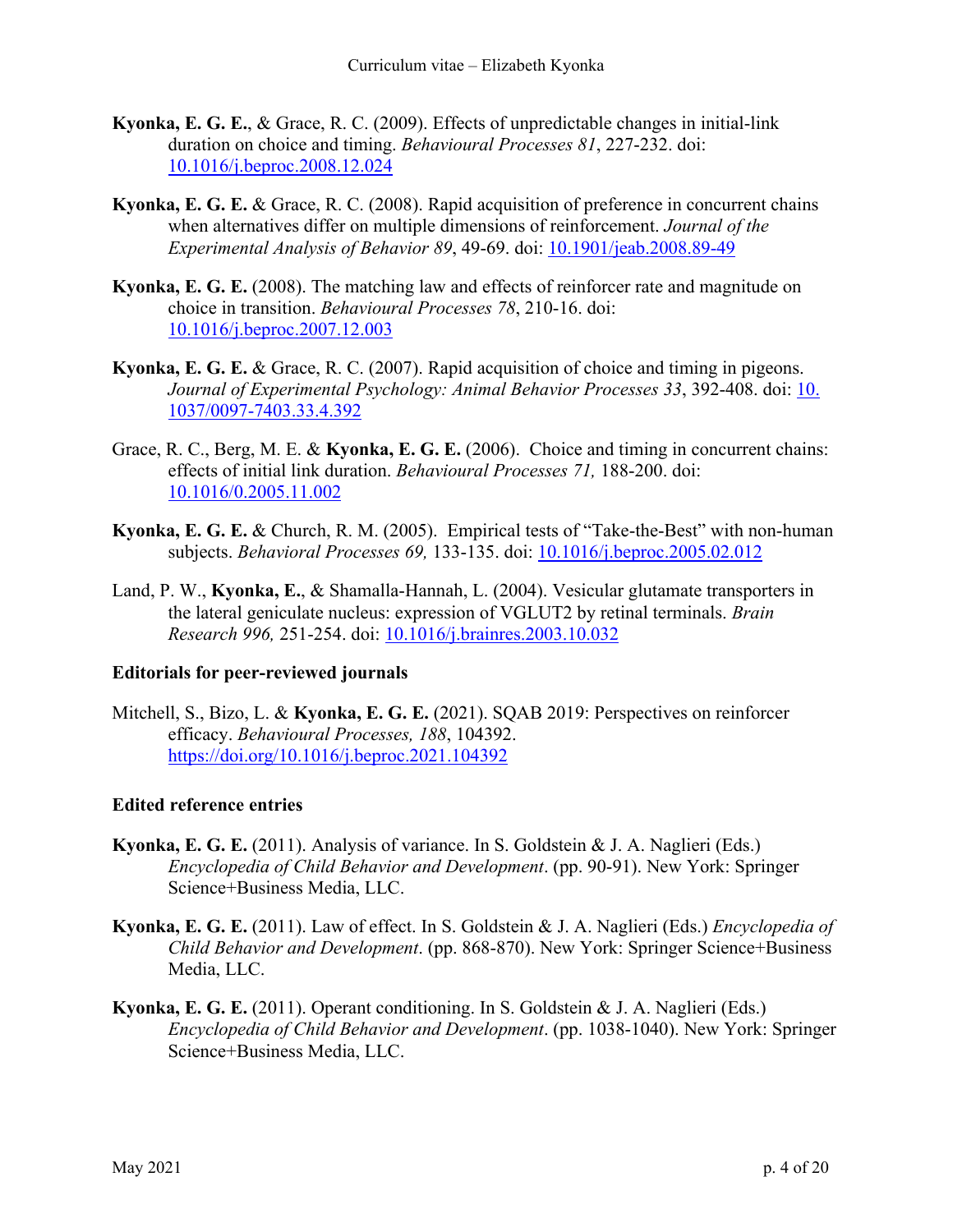**Kyonka, E. G. E.**, & Grace, R. C. (2009). Effects of unpredictable changes in initial-link duration on choice and timing. *Behavioural Processes 81*, 227-232. doi: [10.1016/j.beproc.2008.12.024](10.1016/j.beproc.2008.12.024)

**Kyonka, E. G. E.** & Grace, R. C. (2008). Rapid acquisition of preference in concurrent chains when alternatives differ on multiple dimensions of reinforcement. *Journal of the Experimental Analysis of Behavior 89*, 49-69. doi: [10.1901/jeab.2008.89-49](10.1901/jeab.2008.89-49)

**Kyonka, E. G. E.** (2008). The matching law and effects of reinforcer rate and magnitude on choice in transition. *Behavioural Processes 78*, 210-16. doi: [10.1016/j.beproc.2007.12.003](10.1016/j.beproc.2007.12.003)

**Kyonka, E. G. E.** & Grace, R. C. (2007). Rapid acquisition of choice and timing in pigeons. *Journal of Experimental Psychology: Animal Behavior Processes 33*, 392-408. doi: [10. 1037/0097-7403.33.4.392](10.1037/0097-7403.33.4.392)

Grace, R. C., Berg, M. E. & **Kyonka, E. G. E.** (2006). Choice and timing in concurrent chains: effects of initial link duration. *Behavioural Processes 71,* 188-200. doi: [10.1016/0.2005.11.002](10.1016/0.2005.11.002)

**Kyonka, E. G. E.** & Church, R. M. (2005). Empirical tests of "Take-the-Best" with non-human subjects. *Behavioral Processes 69,* 133-135. doi: [10.1016/j.beproc.2005.02.012](10.1016/j.beproc.2005.02.012)

Land, P. W., **Kyonka, E.**, & Shamalla-Hannah, L. (2004). Vesicular glutamate transporters in the lateral geniculate nucleus: expression of VGLUT2 by retinal terminals. *Brain Research 996,* 251-254. doi: [10.1016/j.brainres.2003.10.032](10.1016/j.brainres.2003.10.032)

**Editorials for peer-reviewed journals**

Mitchell, S., Bizo, L. & **Kyonka, E. G. E.** (2021). SQAB 2019: Perspectives on reinforcer efficacy. *Behavioural Processes, 188*, 104392. [https://doi.org/10.1016/j.beproc.2021.104392](https://doi.org/10.1016/j.beproc.2021.104392)

**Edited reference entries**

**Kyonka, E. G. E.** (2011). Analysis of variance. In S. Goldstein & J. A. Naglieri (Eds.) *Encyclopedia of Child Behavior and Development*. (pp. 90-91). New York: Springer Science+Business Media, LLC.

**Kyonka, E. G. E.** (2011). Law of effect. In S. Goldstein & J. A. Naglieri (Eds.) *Encyclopedia of Child Behavior and Development*. (pp. 868-870). New York: Springer Science+Business Media, LLC.

**Kyonka, E. G. E.** (2011). Operant conditioning. In S. Goldstein & J. A. Naglieri (Eds.) *Encyclopedia of Child Behavior and Development*. (pp. 1038-1040). New York: Springer Science+Business Media, LLC.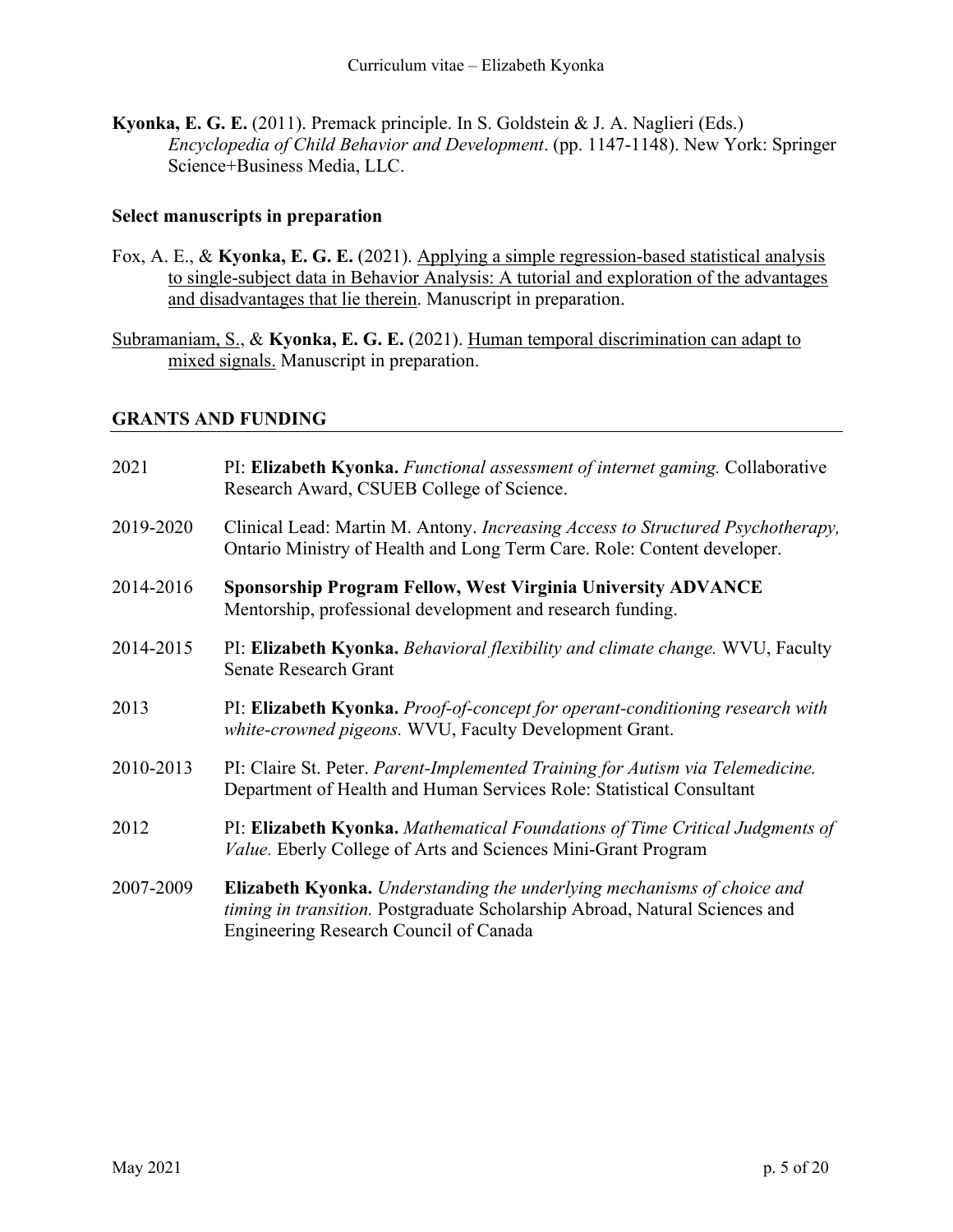**Kyonka, E. G. E.** (2011). Premack principle. In S. Goldstein & J. A. Naglieri (Eds.) *Encyclopedia of Child Behavior and Development*. (pp. 1147-1148). New York: Springer Science+Business Media, LLC.

### Select manuscripts in preparation

Fox, A. E., & **Kyonka, E. G. E.** (2021). Applying a simple regression-based statistical analysis to single-subject data in Behavior Analysis: A tutorial and exploration of the advantages and disadvantages that lie therein. Manuscript in preparation.

Subramaniam, S., & **Kyonka, E. G. E.** (2021). Human temporal discrimination can adapt to mixed signals. Manuscript in preparation.

## GRANTS AND FUNDING

2021 — PI: **Elizabeth Kyonka.** *Functional assessment of internet gaming.* Collaborative Research Award, CSUEB College of Science.

2019-2020 — Clinical Lead: Martin M. Antony. *Increasing Access to Structured Psychotherapy,* Ontario Ministry of Health and Long Term Care. Role: Content developer.

2014-2016 — **Sponsorship Program Fellow, West Virginia University ADVANCE** Mentorship, professional development and research funding.

2014-2015 — PI: **Elizabeth Kyonka.** *Behavioral flexibility and climate change.* WVU, Faculty Senate Research Grant

2013 — PI: **Elizabeth Kyonka.** *Proof-of-concept for operant-conditioning research with white-crowned pigeons.* WVU, Faculty Development Grant.

2010-2013 — PI: Claire St. Peter. *Parent-Implemented Training for Autism via Telemedicine.* Department of Health and Human Services Role: Statistical Consultant

2012 — PI: **Elizabeth Kyonka.** *Mathematical Foundations of Time Critical Judgments of Value.* Eberly College of Arts and Sciences Mini-Grant Program

2007-2009 — **Elizabeth Kyonka.** *Understanding the underlying mechanisms of choice and timing in transition.* Postgraduate Scholarship Abroad, Natural Sciences and Engineering Research Council of Canada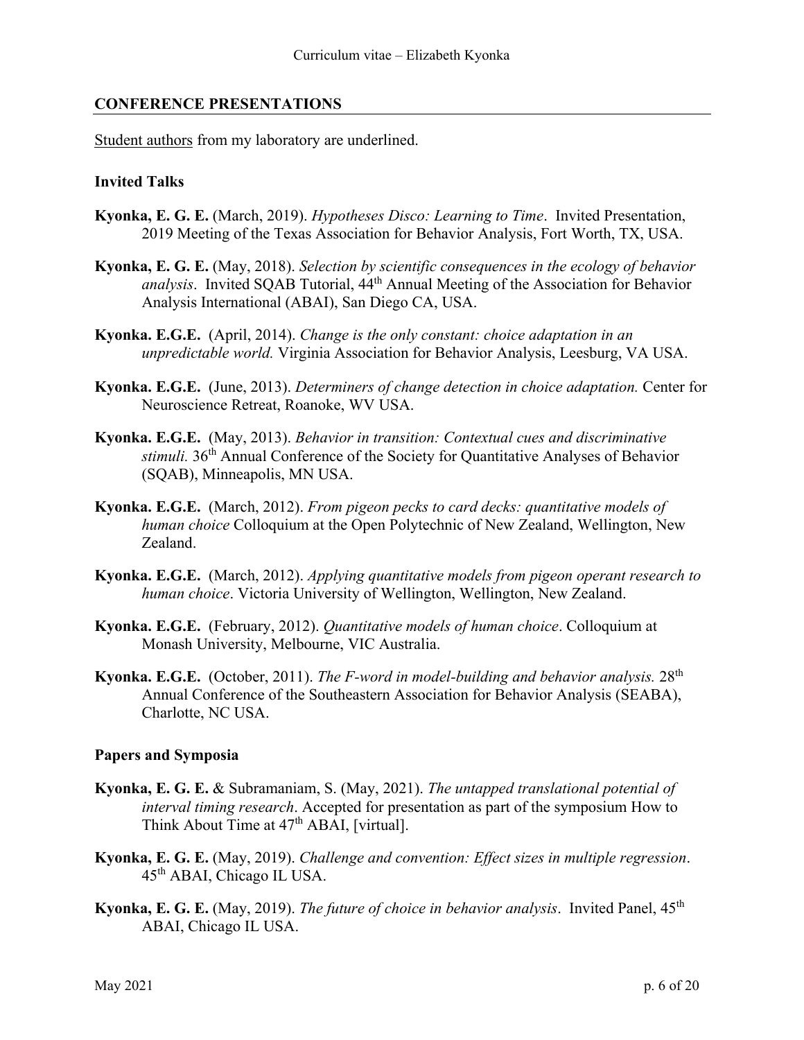## CONFERENCE PRESENTATIONS

Student authors from my laboratory are underlined.

### Invited Talks

**Kyonka, E. G. E.** (March, 2019). *Hypotheses Disco: Learning to Time*. Invited Presentation, 2019 Meeting of the Texas Association for Behavior Analysis, Fort Worth, TX, USA.

**Kyonka, E. G. E.** (May, 2018). *Selection by scientific consequences in the ecology of behavior analysis*. Invited SQAB Tutorial, 44th Annual Meeting of the Association for Behavior Analysis International (ABAI), San Diego CA, USA.

**Kyonka. E.G.E.** (April, 2014). *Change is the only constant: choice adaptation in an unpredictable world.* Virginia Association for Behavior Analysis, Leesburg, VA USA.

**Kyonka. E.G.E.** (June, 2013). *Determiners of change detection in choice adaptation.* Center for Neuroscience Retreat, Roanoke, WV USA.

**Kyonka. E.G.E.** (May, 2013). *Behavior in transition: Contextual cues and discriminative stimuli.* 36th Annual Conference of the Society for Quantitative Analyses of Behavior (SQAB), Minneapolis, MN USA.

**Kyonka. E.G.E.** (March, 2012). *From pigeon pecks to card decks: quantitative models of human choice* Colloquium at the Open Polytechnic of New Zealand, Wellington, New Zealand.

**Kyonka. E.G.E.** (March, 2012). *Applying quantitative models from pigeon operant research to human choice*. Victoria University of Wellington, Wellington, New Zealand.

**Kyonka. E.G.E.** (February, 2012). *Quantitative models of human choice*. Colloquium at Monash University, Melbourne, VIC Australia.

**Kyonka. E.G.E.** (October, 2011). *The F-word in model-building and behavior analysis.* 28th Annual Conference of the Southeastern Association for Behavior Analysis (SEABA), Charlotte, NC USA.

### Papers and Symposia

**Kyonka, E. G. E.** & Subramaniam, S. (May, 2021). *The untapped translational potential of interval timing research*. Accepted for presentation as part of the symposium How to Think About Time at 47th ABAI, [virtual].

**Kyonka, E. G. E.** (May, 2019). *Challenge and convention: Effect sizes in multiple regression*. 45th ABAI, Chicago IL USA.

**Kyonka, E. G. E.** (May, 2019). *The future of choice in behavior analysis*. Invited Panel, 45th ABAI, Chicago IL USA.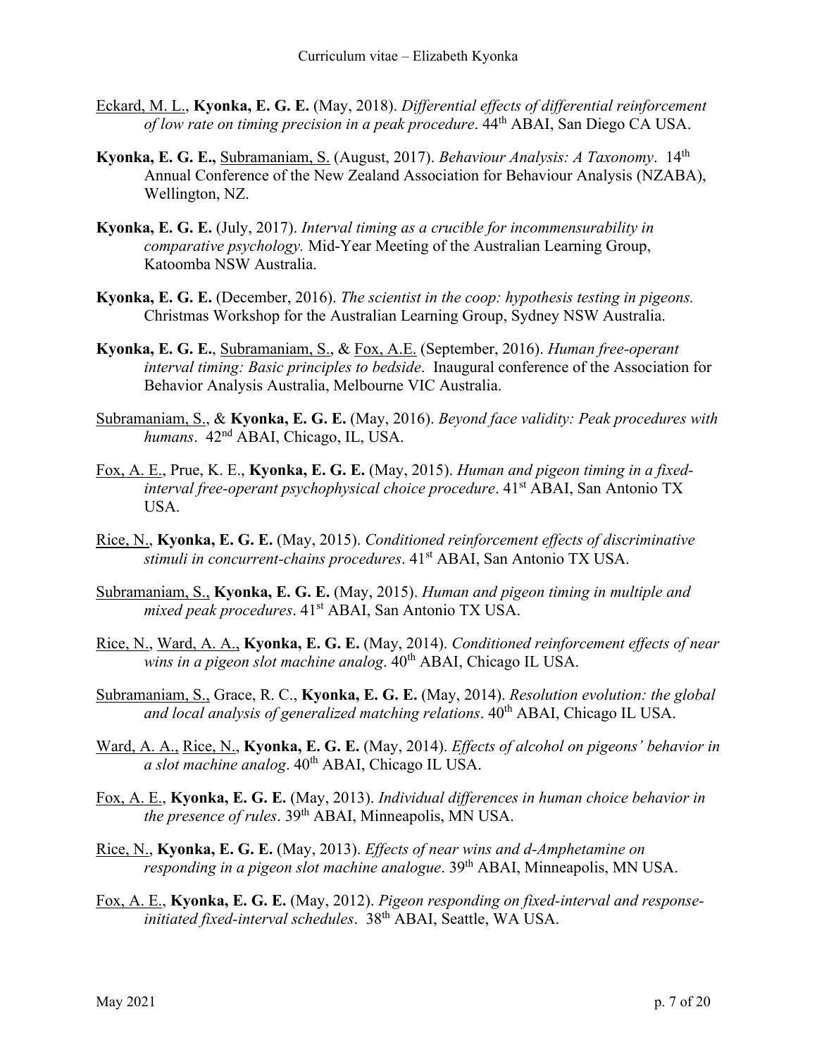Eckard, M. L., **Kyonka, E. G. E.** (May, 2018). *Differential effects of differential reinforcement of low rate on timing precision in a peak procedure*. 44th ABAI, San Diego CA USA.

**Kyonka, E. G. E.,** Subramaniam, S. (August, 2017). *Behaviour Analysis: A Taxonomy*. 14th Annual Conference of the New Zealand Association for Behaviour Analysis (NZABA), Wellington, NZ.

**Kyonka, E. G. E.** (July, 2017). *Interval timing as a crucible for incommensurability in comparative psychology.* Mid-Year Meeting of the Australian Learning Group, Katoomba NSW Australia.

**Kyonka, E. G. E.** (December, 2016). *The scientist in the coop: hypothesis testing in pigeons.* Christmas Workshop for the Australian Learning Group, Sydney NSW Australia.

**Kyonka, E. G. E.**, Subramaniam, S., & Fox, A.E. (September, 2016). *Human free-operant interval timing: Basic principles to bedside*. Inaugural conference of the Association for Behavior Analysis Australia, Melbourne VIC Australia.

Subramaniam, S., & **Kyonka, E. G. E.** (May, 2016). *Beyond face validity: Peak procedures with humans*. 42nd ABAI, Chicago, IL, USA.

Fox, A. E., Prue, K. E., **Kyonka, E. G. E.** (May, 2015). *Human and pigeon timing in a fixed-interval free-operant psychophysical choice procedure*. 41st ABAI, San Antonio TX USA.

Rice, N., **Kyonka, E. G. E.** (May, 2015). *Conditioned reinforcement effects of discriminative stimuli in concurrent-chains procedures*. 41st ABAI, San Antonio TX USA.

Subramaniam, S., **Kyonka, E. G. E.** (May, 2015). *Human and pigeon timing in multiple and mixed peak procedures*. 41st ABAI, San Antonio TX USA.

Rice, N., Ward, A. A., **Kyonka, E. G. E.** (May, 2014). *Conditioned reinforcement effects of near wins in a pigeon slot machine analog*. 40th ABAI, Chicago IL USA.

Subramaniam, S., Grace, R. C., **Kyonka, E. G. E.** (May, 2014). *Resolution evolution: the global and local analysis of generalized matching relations*. 40th ABAI, Chicago IL USA.

Ward, A. A., Rice, N., **Kyonka, E. G. E.** (May, 2014). *Effects of alcohol on pigeons' behavior in a slot machine analog*. 40th ABAI, Chicago IL USA.

Fox, A. E., **Kyonka, E. G. E.** (May, 2013). *Individual differences in human choice behavior in the presence of rules*. 39th ABAI, Minneapolis, MN USA.

Rice, N., **Kyonka, E. G. E.** (May, 2013). *Effects of near wins and d-Amphetamine on responding in a pigeon slot machine analogue*. 39th ABAI, Minneapolis, MN USA.

Fox, A. E., **Kyonka, E. G. E.** (May, 2012). *Pigeon responding on fixed-interval and response-initiated fixed-interval schedules*. 38th ABAI, Seattle, WA USA.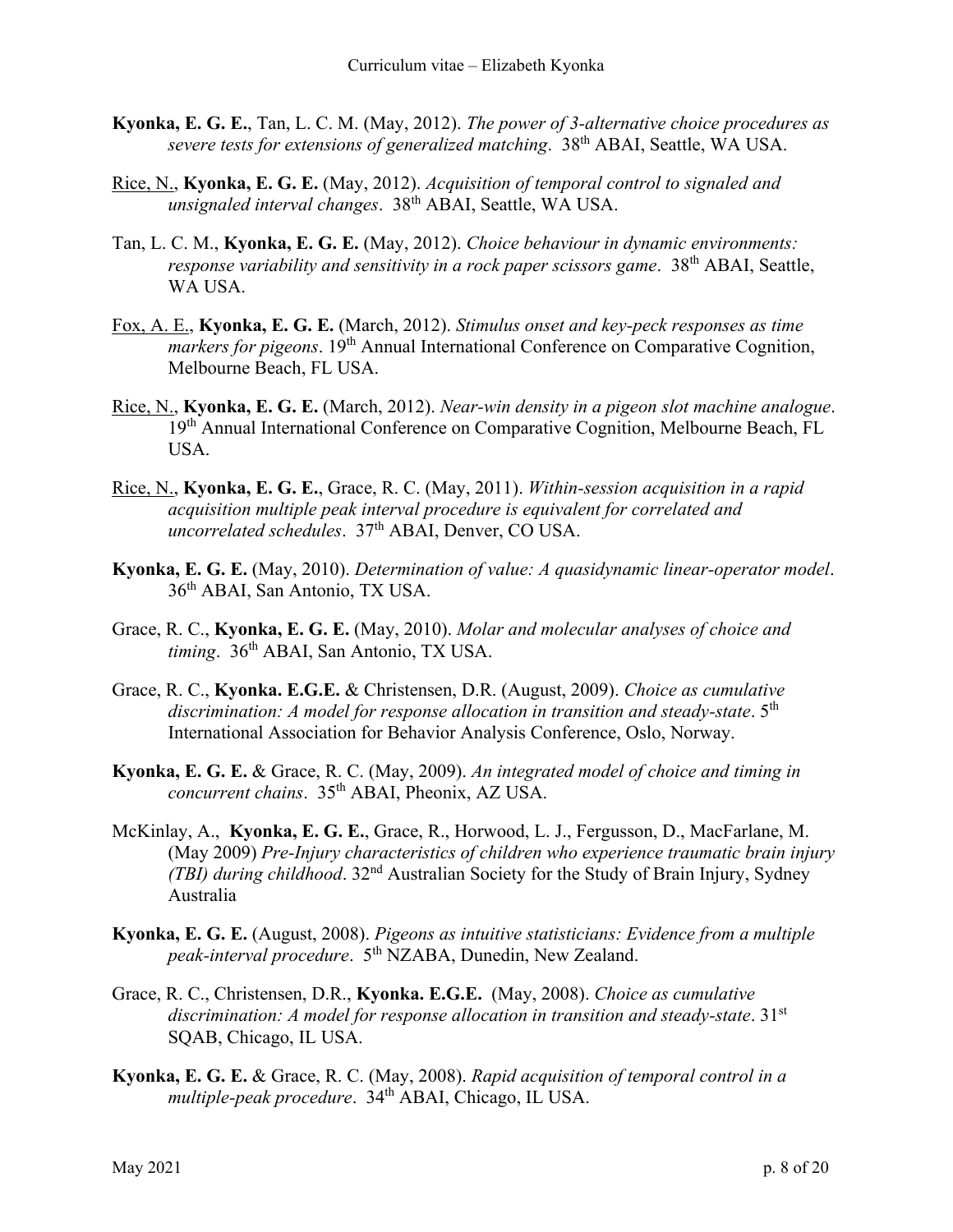**Kyonka, E. G. E.**, Tan, L. C. M. (May, 2012). *The power of 3-alternative choice procedures as severe tests for extensions of generalized matching*. 38th ABAI, Seattle, WA USA.

Rice, N., **Kyonka, E. G. E.** (May, 2012). *Acquisition of temporal control to signaled and unsignaled interval changes*. 38th ABAI, Seattle, WA USA.

Tan, L. C. M., **Kyonka, E. G. E.** (May, 2012). *Choice behaviour in dynamic environments: response variability and sensitivity in a rock paper scissors game*. 38th ABAI, Seattle, WA USA.

Fox, A. E., **Kyonka, E. G. E.** (March, 2012). *Stimulus onset and key-peck responses as time markers for pigeons*. 19th Annual International Conference on Comparative Cognition, Melbourne Beach, FL USA.

Rice, N., **Kyonka, E. G. E.** (March, 2012). *Near-win density in a pigeon slot machine analogue*. 19th Annual International Conference on Comparative Cognition, Melbourne Beach, FL USA.

Rice, N., **Kyonka, E. G. E.**, Grace, R. C. (May, 2011). *Within-session acquisition in a rapid acquisition multiple peak interval procedure is equivalent for correlated and uncorrelated schedules*. 37th ABAI, Denver, CO USA.

**Kyonka, E. G. E.** (May, 2010). *Determination of value: A quasidynamic linear-operator model*. 36th ABAI, San Antonio, TX USA.

Grace, R. C., **Kyonka, E. G. E.** (May, 2010). *Molar and molecular analyses of choice and timing*. 36th ABAI, San Antonio, TX USA.

Grace, R. C., **Kyonka. E.G.E.** & Christensen, D.R. (August, 2009). *Choice as cumulative discrimination: A model for response allocation in transition and steady-state*. 5th International Association for Behavior Analysis Conference, Oslo, Norway.

**Kyonka, E. G. E.** & Grace, R. C. (May, 2009). *An integrated model of choice and timing in concurrent chains*. 35th ABAI, Pheonix, AZ USA.

McKinlay, A., **Kyonka, E. G. E.**, Grace, R., Horwood, L. J., Fergusson, D., MacFarlane, M. (May 2009) *Pre-Injury characteristics of children who experience traumatic brain injury (TBI) during childhood*. 32nd Australian Society for the Study of Brain Injury, Sydney Australia

**Kyonka, E. G. E.** (August, 2008). *Pigeons as intuitive statisticians: Evidence from a multiple peak-interval procedure*. 5th NZABA, Dunedin, New Zealand.

Grace, R. C., Christensen, D.R., **Kyonka. E.G.E.** (May, 2008). *Choice as cumulative discrimination: A model for response allocation in transition and steady-state*. 31st SQAB, Chicago, IL USA.

**Kyonka, E. G. E.** & Grace, R. C. (May, 2008). *Rapid acquisition of temporal control in a multiple-peak procedure*. 34th ABAI, Chicago, IL USA.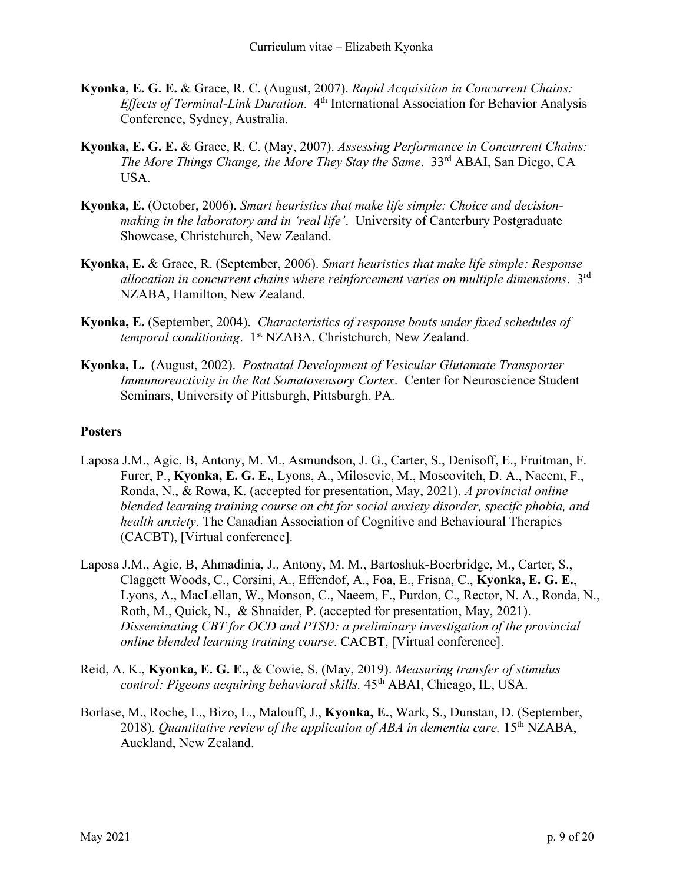**Kyonka, E. G. E.** & Grace, R. C. (August, 2007). *Rapid Acquisition in Concurrent Chains: Effects of Terminal-Link Duration*. 4th International Association for Behavior Analysis Conference, Sydney, Australia.

**Kyonka, E. G. E.** & Grace, R. C. (May, 2007). *Assessing Performance in Concurrent Chains: The More Things Change, the More They Stay the Same*. 33rd ABAI, San Diego, CA USA.

**Kyonka, E.** (October, 2006). *Smart heuristics that make life simple: Choice and decision-making in the laboratory and in 'real life'*. University of Canterbury Postgraduate Showcase, Christchurch, New Zealand.

**Kyonka, E.** & Grace, R. (September, 2006). *Smart heuristics that make life simple: Response allocation in concurrent chains where reinforcement varies on multiple dimensions*. 3rd NZABA, Hamilton, New Zealand.

**Kyonka, E.** (September, 2004). *Characteristics of response bouts under fixed schedules of temporal conditioning*. 1st NZABA, Christchurch, New Zealand.

**Kyonka, L.** (August, 2002). *Postnatal Development of Vesicular Glutamate Transporter Immunoreactivity in the Rat Somatosensory Cortex*. Center for Neuroscience Student Seminars, University of Pittsburgh, Pittsburgh, PA.

## Posters

Laposa J.M., Agic, B, Antony, M. M., Asmundson, J. G., Carter, S., Denisoff, E., Fruitman, F. Furer, P., **Kyonka, E. G. E.**, Lyons, A., Milosevic, M., Moscovitch, D. A., Naeem, F., Ronda, N., & Rowa, K. (accepted for presentation, May, 2021). *A provincial online blended learning training course on cbt for social anxiety disorder, specifc phobia, and health anxiety*. The Canadian Association of Cognitive and Behavioural Therapies (CACBT), [Virtual conference].

Laposa J.M., Agic, B, Ahmadinia, J., Antony, M. M., Bartoshuk-Boerbridge, M., Carter, S., Claggett Woods, C., Corsini, A., Effendof, A., Foa, E., Frisna, C., **Kyonka, E. G. E.**, Lyons, A., MacLellan, W., Monson, C., Naeem, F., Purdon, C., Rector, N. A., Ronda, N., Roth, M., Quick, N., & Shnaider, P. (accepted for presentation, May, 2021). *Disseminating CBT for OCD and PTSD: a preliminary investigation of the provincial online blended learning training course*. CACBT, [Virtual conference].

Reid, A. K., **Kyonka, E. G. E.,** & Cowie, S. (May, 2019). *Measuring transfer of stimulus control: Pigeons acquiring behavioral skills.* 45th ABAI, Chicago, IL, USA.

Borlase, M., Roche, L., Bizo, L., Malouff, J., **Kyonka, E.**, Wark, S., Dunstan, D. (September, 2018). *Quantitative review of the application of ABA in dementia care.* 15th NZABA, Auckland, New Zealand.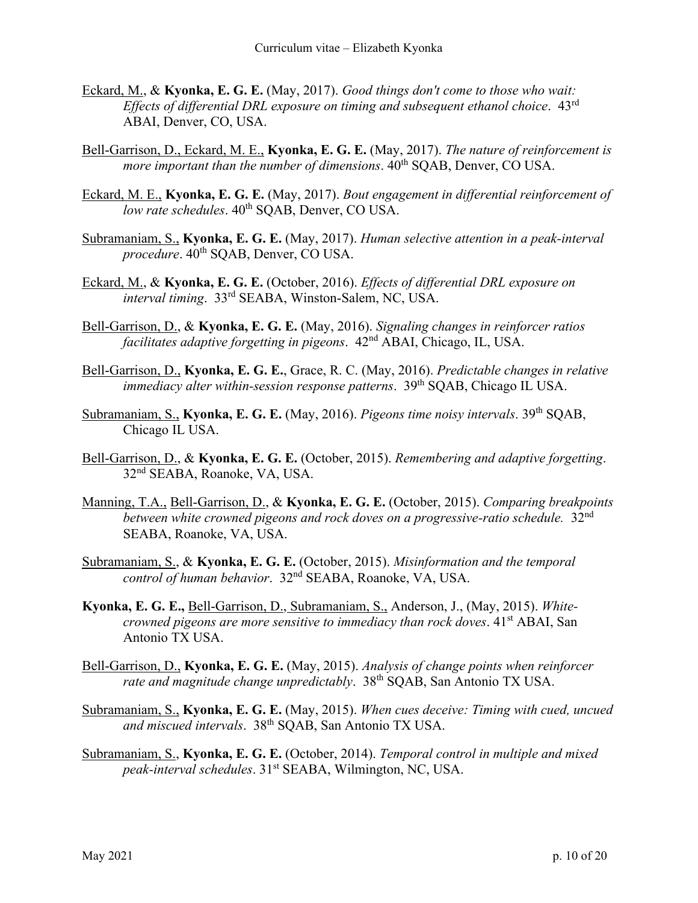Eckard, M., & **Kyonka, E. G. E.** (May, 2017). *Good things don't come to those who wait: Effects of differential DRL exposure on timing and subsequent ethanol choice*. 43rd ABAI, Denver, CO, USA.

Bell-Garrison, D., Eckard, M. E., **Kyonka, E. G. E.** (May, 2017). *The nature of reinforcement is more important than the number of dimensions*. 40th SQAB, Denver, CO USA.

Eckard, M. E., **Kyonka, E. G. E.** (May, 2017). *Bout engagement in differential reinforcement of low rate schedules*. 40th SQAB, Denver, CO USA.

Subramaniam, S., **Kyonka, E. G. E.** (May, 2017). *Human selective attention in a peak-interval procedure*. 40th SQAB, Denver, CO USA.

Eckard, M., & **Kyonka, E. G. E.** (October, 2016). *Effects of differential DRL exposure on interval timing*. 33rd SEABA, Winston-Salem, NC, USA.

Bell-Garrison, D., & **Kyonka, E. G. E.** (May, 2016). *Signaling changes in reinforcer ratios facilitates adaptive forgetting in pigeons*. 42nd ABAI, Chicago, IL, USA.

Bell-Garrison, D., **Kyonka, E. G. E.**, Grace, R. C. (May, 2016). *Predictable changes in relative immediacy alter within-session response patterns*. 39th SQAB, Chicago IL USA.

Subramaniam, S., **Kyonka, E. G. E.** (May, 2016). *Pigeons time noisy intervals*. 39th SQAB, Chicago IL USA.

Bell-Garrison, D., & **Kyonka, E. G. E.** (October, 2015). *Remembering and adaptive forgetting*. 32nd SEABA, Roanoke, VA, USA.

Manning, T.A., Bell-Garrison, D., & **Kyonka, E. G. E.** (October, 2015). *Comparing breakpoints between white crowned pigeons and rock doves on a progressive-ratio schedule.* 32nd SEABA, Roanoke, VA, USA.

Subramaniam, S., & **Kyonka, E. G. E.** (October, 2015). *Misinformation and the temporal control of human behavior*. 32nd SEABA, Roanoke, VA, USA.

**Kyonka, E. G. E.,** Bell-Garrison, D., Subramaniam, S., Anderson, J., (May, 2015). *White-crowned pigeons are more sensitive to immediacy than rock doves*. 41st ABAI, San Antonio TX USA.

Bell-Garrison, D., **Kyonka, E. G. E.** (May, 2015). *Analysis of change points when reinforcer rate and magnitude change unpredictably*. 38th SQAB, San Antonio TX USA.

Subramaniam, S., **Kyonka, E. G. E.** (May, 2015). *When cues deceive: Timing with cued, uncued and miscued intervals*. 38th SQAB, San Antonio TX USA.

Subramaniam, S., **Kyonka, E. G. E.** (October, 2014). *Temporal control in multiple and mixed peak-interval schedules*. 31st SEABA, Wilmington, NC, USA.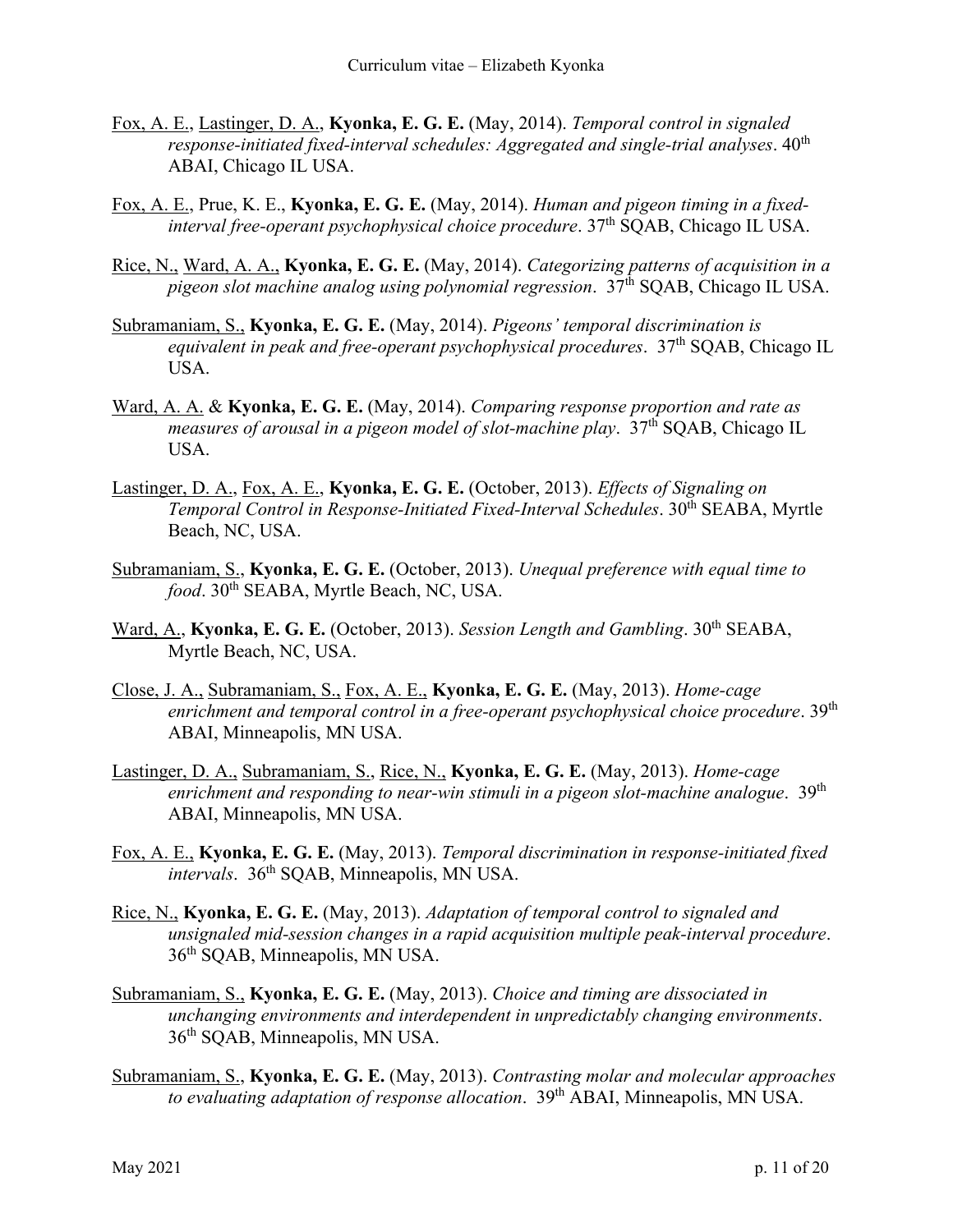Fox, A. E., Lastinger, D. A., **Kyonka, E. G. E.** (May, 2014). *Temporal control in signaled response-initiated fixed-interval schedules: Aggregated and single-trial analyses*. 40th ABAI, Chicago IL USA.

Fox, A. E., Prue, K. E., **Kyonka, E. G. E.** (May, 2014). *Human and pigeon timing in a fixed-interval free-operant psychophysical choice procedure*. 37th SQAB, Chicago IL USA.

Rice, N., Ward, A. A., **Kyonka, E. G. E.** (May, 2014). *Categorizing patterns of acquisition in a pigeon slot machine analog using polynomial regression*. 37th SQAB, Chicago IL USA.

Subramaniam, S., **Kyonka, E. G. E.** (May, 2014). *Pigeons' temporal discrimination is equivalent in peak and free-operant psychophysical procedures*. 37th SQAB, Chicago IL USA.

Ward, A. A. & **Kyonka, E. G. E.** (May, 2014). *Comparing response proportion and rate as measures of arousal in a pigeon model of slot-machine play*. 37th SQAB, Chicago IL USA.

Lastinger, D. A., Fox, A. E., **Kyonka, E. G. E.** (October, 2013). *Effects of Signaling on Temporal Control in Response-Initiated Fixed-Interval Schedules*. 30th SEABA, Myrtle Beach, NC, USA.

Subramaniam, S., **Kyonka, E. G. E.** (October, 2013). *Unequal preference with equal time to food*. 30th SEABA, Myrtle Beach, NC, USA.

Ward, A., **Kyonka, E. G. E.** (October, 2013). *Session Length and Gambling*. 30th SEABA, Myrtle Beach, NC, USA.

Close, J. A., Subramaniam, S., Fox, A. E., **Kyonka, E. G. E.** (May, 2013). *Home-cage enrichment and temporal control in a free-operant psychophysical choice procedure*. 39th ABAI, Minneapolis, MN USA.

Lastinger, D. A., Subramaniam, S., Rice, N., **Kyonka, E. G. E.** (May, 2013). *Home-cage enrichment and responding to near-win stimuli in a pigeon slot-machine analogue*. 39th ABAI, Minneapolis, MN USA.

Fox, A. E., **Kyonka, E. G. E.** (May, 2013). *Temporal discrimination in response-initiated fixed intervals*. 36th SQAB, Minneapolis, MN USA.

Rice, N., **Kyonka, E. G. E.** (May, 2013). *Adaptation of temporal control to signaled and unsignaled mid-session changes in a rapid acquisition multiple peak-interval procedure*. 36th SQAB, Minneapolis, MN USA.

Subramaniam, S., **Kyonka, E. G. E.** (May, 2013). *Choice and timing are dissociated in unchanging environments and interdependent in unpredictably changing environments*. 36th SQAB, Minneapolis, MN USA.

Subramaniam, S., **Kyonka, E. G. E.** (May, 2013). *Contrasting molar and molecular approaches to evaluating adaptation of response allocation*. 39th ABAI, Minneapolis, MN USA.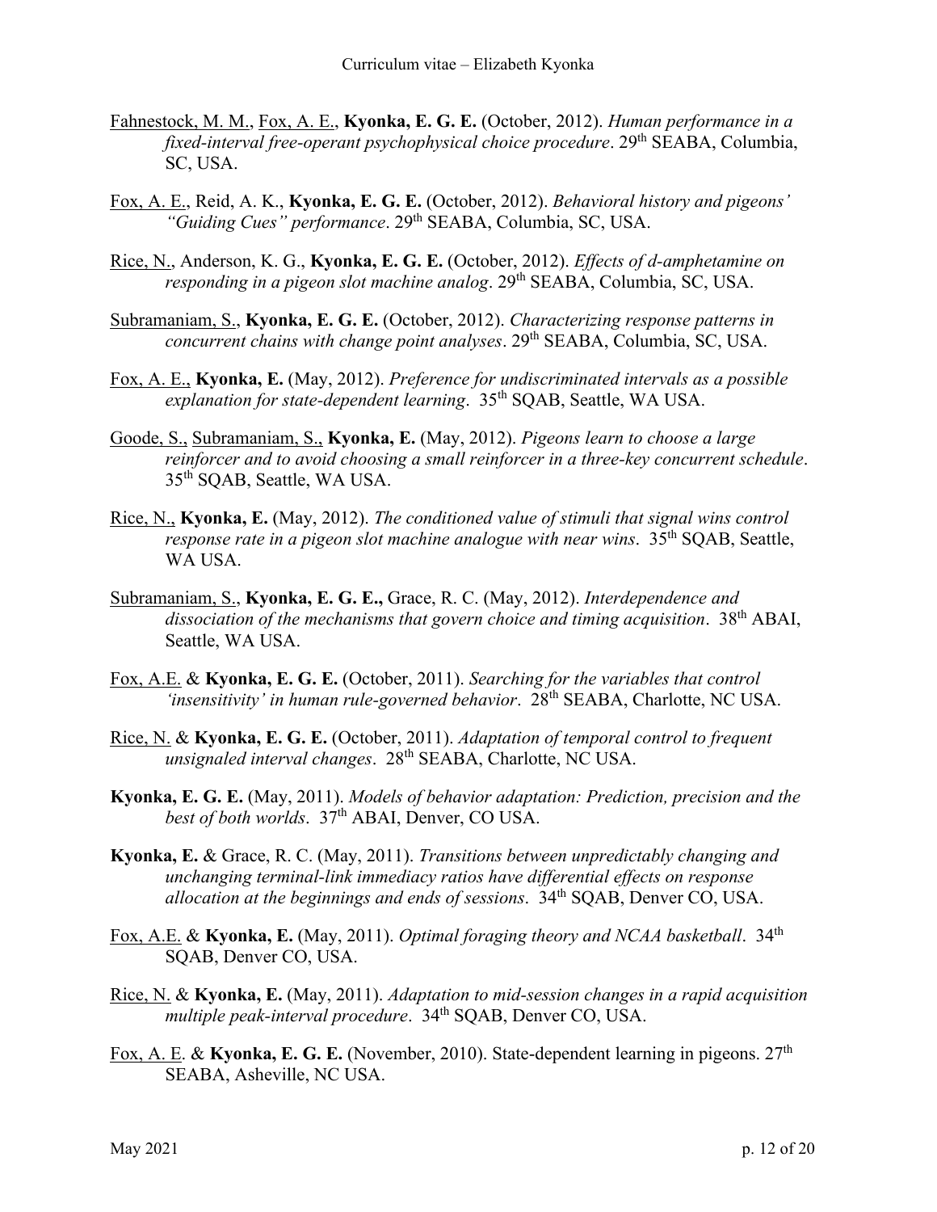Fahnestock, M. M., Fox, A. E., **Kyonka, E. G. E.** (October, 2012). *Human performance in a fixed-interval free-operant psychophysical choice procedure*. 29th SEABA, Columbia, SC, USA.

Fox, A. E., Reid, A. K., **Kyonka, E. G. E.** (October, 2012). *Behavioral history and pigeons' "Guiding Cues" performance*. 29th SEABA, Columbia, SC, USA.

Rice, N., Anderson, K. G., **Kyonka, E. G. E.** (October, 2012). *Effects of d-amphetamine on responding in a pigeon slot machine analog*. 29th SEABA, Columbia, SC, USA.

Subramaniam, S., **Kyonka, E. G. E.** (October, 2012). *Characterizing response patterns in concurrent chains with change point analyses*. 29th SEABA, Columbia, SC, USA.

Fox, A. E., **Kyonka, E.** (May, 2012). *Preference for undiscriminated intervals as a possible explanation for state-dependent learning*. 35th SQAB, Seattle, WA USA.

Goode, S., Subramaniam, S., **Kyonka, E.** (May, 2012). *Pigeons learn to choose a large reinforcer and to avoid choosing a small reinforcer in a three-key concurrent schedule*. 35th SQAB, Seattle, WA USA.

Rice, N., **Kyonka, E.** (May, 2012). *The conditioned value of stimuli that signal wins control response rate in a pigeon slot machine analogue with near wins*. 35th SQAB, Seattle, WA USA.

Subramaniam, S., **Kyonka, E. G. E.,** Grace, R. C. (May, 2012). *Interdependence and dissociation of the mechanisms that govern choice and timing acquisition*. 38th ABAI, Seattle, WA USA.

Fox, A.E. & **Kyonka, E. G. E.** (October, 2011). *Searching for the variables that control 'insensitivity' in human rule-governed behavior*. 28th SEABA, Charlotte, NC USA.

Rice, N. & **Kyonka, E. G. E.** (October, 2011). *Adaptation of temporal control to frequent unsignaled interval changes*. 28th SEABA, Charlotte, NC USA.

**Kyonka, E. G. E.** (May, 2011). *Models of behavior adaptation: Prediction, precision and the best of both worlds*. 37th ABAI, Denver, CO USA.

**Kyonka, E.** & Grace, R. C. (May, 2011). *Transitions between unpredictably changing and unchanging terminal-link immediacy ratios have differential effects on response allocation at the beginnings and ends of sessions*. 34th SQAB, Denver CO, USA.

Fox, A.E. & **Kyonka, E.** (May, 2011). *Optimal foraging theory and NCAA basketball*. 34th SQAB, Denver CO, USA.

Rice, N. & **Kyonka, E.** (May, 2011). *Adaptation to mid-session changes in a rapid acquisition multiple peak-interval procedure*. 34th SQAB, Denver CO, USA.

Fox, A. E. & **Kyonka, E. G. E.** (November, 2010). State-dependent learning in pigeons. 27th SEABA, Asheville, NC USA.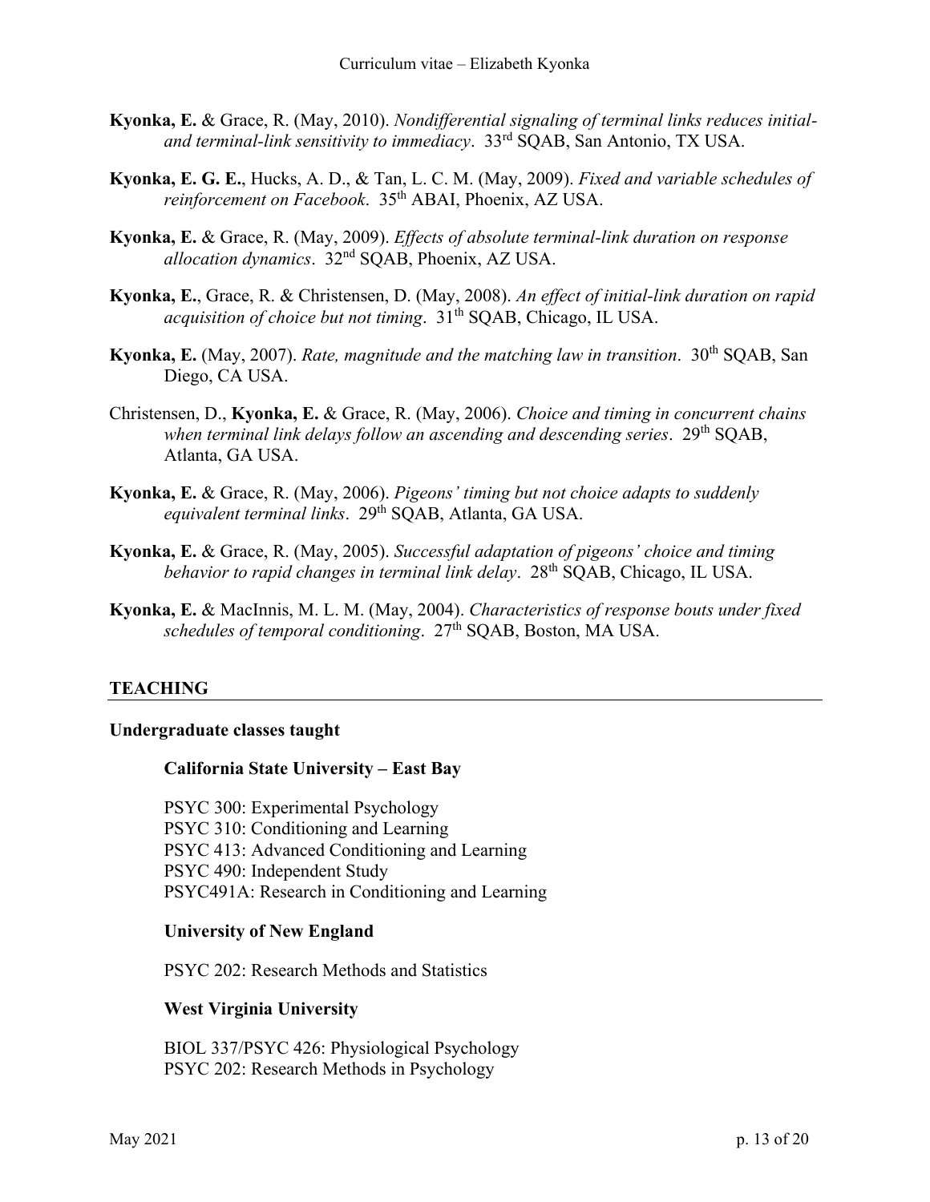**Kyonka, E.** & Grace, R. (May, 2010). *Nondifferential signaling of terminal links reduces initial- and terminal-link sensitivity to immediacy*. 33rd SQAB, San Antonio, TX USA.

**Kyonka, E. G. E.**, Hucks, A. D., & Tan, L. C. M. (May, 2009). *Fixed and variable schedules of reinforcement on Facebook*. 35th ABAI, Phoenix, AZ USA.

**Kyonka, E.** & Grace, R. (May, 2009). *Effects of absolute terminal-link duration on response allocation dynamics*. 32nd SQAB, Phoenix, AZ USA.

**Kyonka, E.**, Grace, R. & Christensen, D. (May, 2008). *An effect of initial-link duration on rapid acquisition of choice but not timing*. 31th SQAB, Chicago, IL USA.

**Kyonka, E.** (May, 2007). *Rate, magnitude and the matching law in transition*. 30th SQAB, San Diego, CA USA.

Christensen, D., **Kyonka, E.** & Grace, R. (May, 2006). *Choice and timing in concurrent chains when terminal link delays follow an ascending and descending series*. 29th SQAB, Atlanta, GA USA.

**Kyonka, E.** & Grace, R. (May, 2006). *Pigeons' timing but not choice adapts to suddenly equivalent terminal links*. 29th SQAB, Atlanta, GA USA.

**Kyonka, E.** & Grace, R. (May, 2005). *Successful adaptation of pigeons' choice and timing behavior to rapid changes in terminal link delay*. 28th SQAB, Chicago, IL USA.

**Kyonka, E.** & MacInnis, M. L. M. (May, 2004). *Characteristics of response bouts under fixed schedules of temporal conditioning*. 27th SQAB, Boston, MA USA.

## TEACHING

### Undergraduate classes taught

#### California State University – East Bay

PSYC 300: Experimental Psychology
PSYC 310: Conditioning and Learning
PSYC 413: Advanced Conditioning and Learning
PSYC 490: Independent Study
PSYC491A: Research in Conditioning and Learning

#### University of New England

PSYC 202: Research Methods and Statistics

#### West Virginia University

BIOL 337/PSYC 426: Physiological Psychology
PSYC 202: Research Methods in Psychology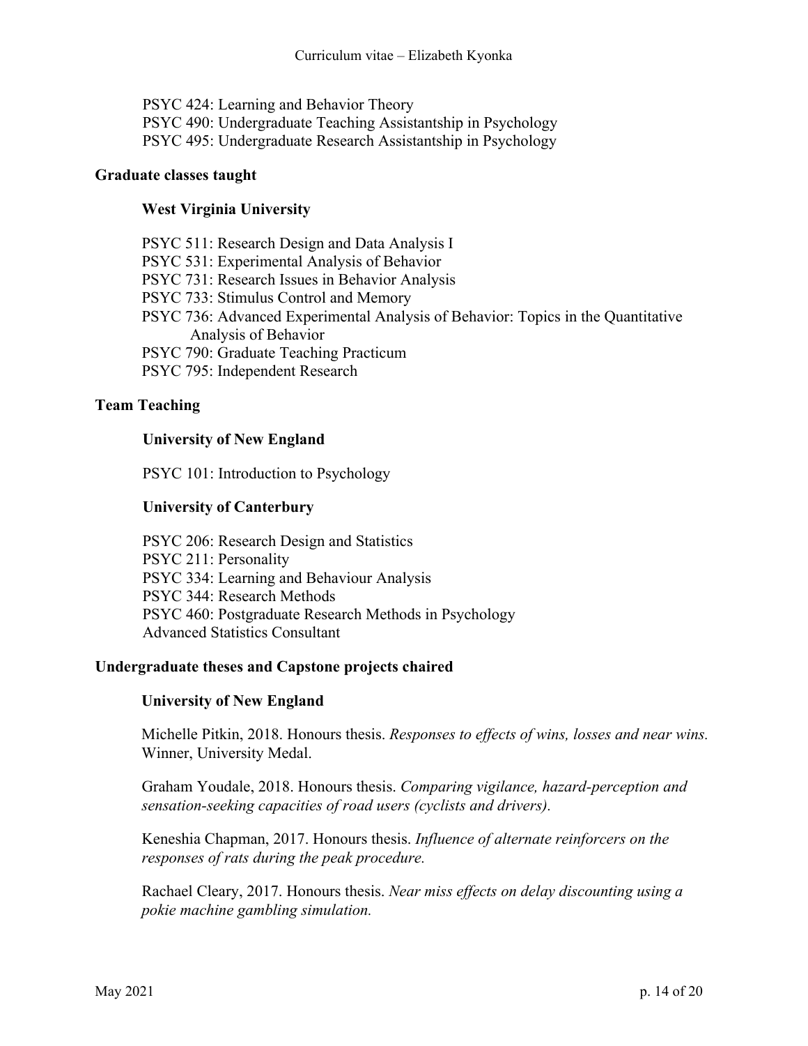PSYC 424: Learning and Behavior Theory
PSYC 490: Undergraduate Teaching Assistantship in Psychology
PSYC 495: Undergraduate Research Assistantship in Psychology

**Graduate classes taught**

**West Virginia University**

PSYC 511: Research Design and Data Analysis I
PSYC 531: Experimental Analysis of Behavior
PSYC 731: Research Issues in Behavior Analysis
PSYC 733: Stimulus Control and Memory
PSYC 736: Advanced Experimental Analysis of Behavior: Topics in the Quantitative Analysis of Behavior
PSYC 790: Graduate Teaching Practicum
PSYC 795: Independent Research

**Team Teaching**

**University of New England**

PSYC 101: Introduction to Psychology

**University of Canterbury**

PSYC 206: Research Design and Statistics
PSYC 211: Personality
PSYC 334: Learning and Behaviour Analysis
PSYC 344: Research Methods
PSYC 460: Postgraduate Research Methods in Psychology
Advanced Statistics Consultant

**Undergraduate theses and Capstone projects chaired**

**University of New England**

Michelle Pitkin, 2018. Honours thesis. *Responses to effects of wins, losses and near wins.* Winner, University Medal.

Graham Youdale, 2018. Honours thesis. *Comparing vigilance, hazard-perception and sensation-seeking capacities of road users (cyclists and drivers).*

Keneshia Chapman, 2017. Honours thesis. *Influence of alternate reinforcers on the responses of rats during the peak procedure.*

Rachael Cleary, 2017. Honours thesis. *Near miss effects on delay discounting using a pokie machine gambling simulation.*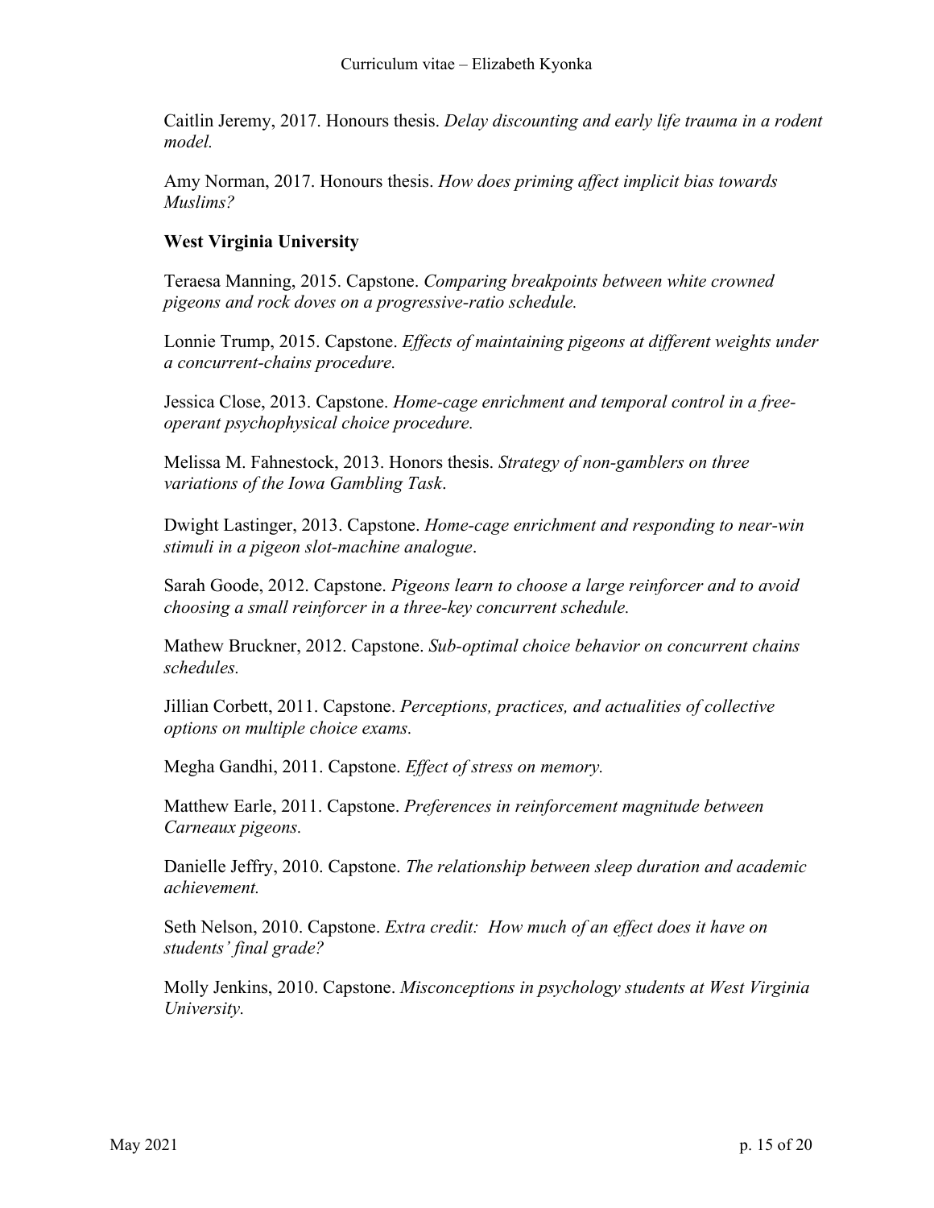Caitlin Jeremy, 2017. Honours thesis. *Delay discounting and early life trauma in a rodent model.*

Amy Norman, 2017. Honours thesis. *How does priming affect implicit bias towards Muslims?*

**West Virginia University**

Teraesa Manning, 2015. Capstone. *Comparing breakpoints between white crowned pigeons and rock doves on a progressive-ratio schedule.*

Lonnie Trump, 2015. Capstone. *Effects of maintaining pigeons at different weights under a concurrent-chains procedure.*

Jessica Close, 2013. Capstone. *Home-cage enrichment and temporal control in a free-operant psychophysical choice procedure.*

Melissa M. Fahnestock, 2013. Honors thesis. *Strategy of non-gamblers on three variations of the Iowa Gambling Task*.

Dwight Lastinger, 2013. Capstone. *Home-cage enrichment and responding to near-win stimuli in a pigeon slot-machine analogue*.

Sarah Goode, 2012. Capstone. *Pigeons learn to choose a large reinforcer and to avoid choosing a small reinforcer in a three-key concurrent schedule.*

Mathew Bruckner, 2012. Capstone. *Sub-optimal choice behavior on concurrent chains schedules.*

Jillian Corbett, 2011. Capstone. *Perceptions, practices, and actualities of collective options on multiple choice exams.*

Megha Gandhi, 2011. Capstone. *Effect of stress on memory.*

Matthew Earle, 2011. Capstone. *Preferences in reinforcement magnitude between Carneaux pigeons.*

Danielle Jeffry, 2010. Capstone. *The relationship between sleep duration and academic achievement.*

Seth Nelson, 2010. Capstone. *Extra credit: How much of an effect does it have on students' final grade?*

Molly Jenkins, 2010. Capstone. *Misconceptions in psychology students at West Virginia University.*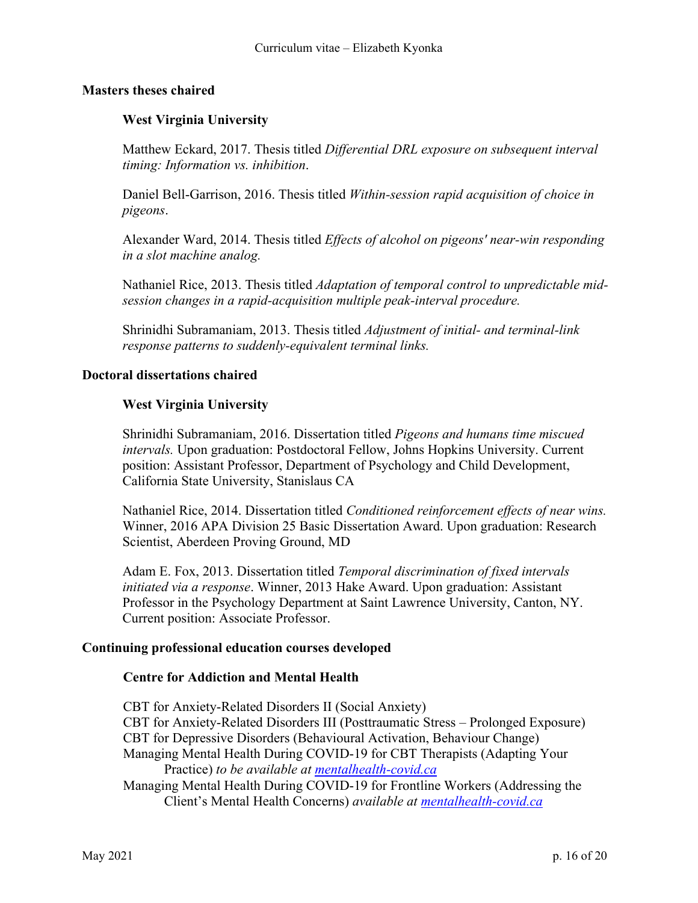### Masters theses chaired

#### West Virginia University

Matthew Eckard, 2017. Thesis titled *Differential DRL exposure on subsequent interval timing: Information vs. inhibition*.

Daniel Bell-Garrison, 2016. Thesis titled *Within-session rapid acquisition of choice in pigeons*.

Alexander Ward, 2014. Thesis titled *Effects of alcohol on pigeons' near-win responding in a slot machine analog.*

Nathaniel Rice, 2013. Thesis titled *Adaptation of temporal control to unpredictable mid-session changes in a rapid-acquisition multiple peak-interval procedure.*

Shrinidhi Subramaniam, 2013. Thesis titled *Adjustment of initial- and terminal-link response patterns to suddenly-equivalent terminal links.*

### Doctoral dissertations chaired

#### West Virginia University

Shrinidhi Subramaniam, 2016. Dissertation titled *Pigeons and humans time miscued intervals.* Upon graduation: Postdoctoral Fellow, Johns Hopkins University. Current position: Assistant Professor, Department of Psychology and Child Development, California State University, Stanislaus CA

Nathaniel Rice, 2014. Dissertation titled *Conditioned reinforcement effects of near wins.* Winner, 2016 APA Division 25 Basic Dissertation Award. Upon graduation: Research Scientist, Aberdeen Proving Ground, MD

Adam E. Fox, 2013. Dissertation titled *Temporal discrimination of fixed intervals initiated via a response*. Winner, 2013 Hake Award. Upon graduation: Assistant Professor in the Psychology Department at Saint Lawrence University, Canton, NY. Current position: Associate Professor.

### Continuing professional education courses developed

#### Centre for Addiction and Mental Health

CBT for Anxiety-Related Disorders II (Social Anxiety)
CBT for Anxiety-Related Disorders III (Posttraumatic Stress – Prolonged Exposure)
CBT for Depressive Disorders (Behavioural Activation, Behaviour Change)
Managing Mental Health During COVID-19 for CBT Therapists (Adapting Your Practice) *to be available at [mentalhealth-covid.ca](mentalhealth-covid.ca)*
Managing Mental Health During COVID-19 for Frontline Workers (Addressing the Client's Mental Health Concerns) *available at [mentalhealth-covid.ca](mentalhealth-covid.ca)*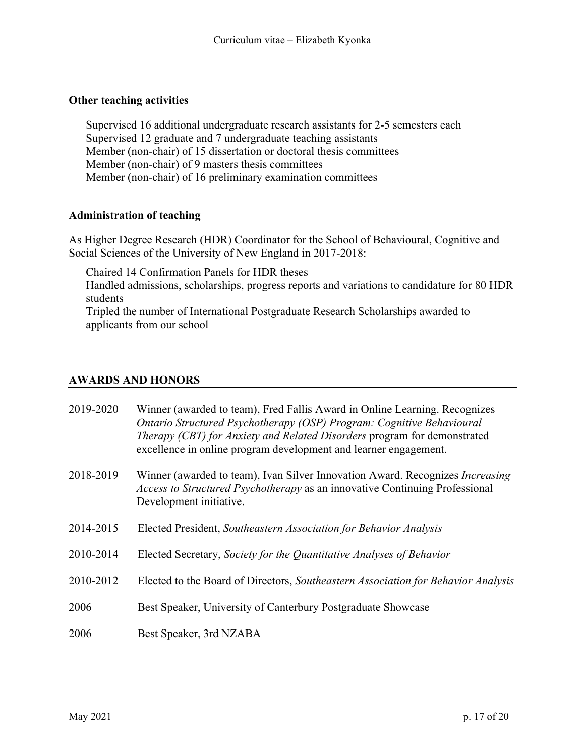### Other teaching activities

Supervised 16 additional undergraduate research assistants for 2-5 semesters each
Supervised 12 graduate and 7 undergraduate teaching assistants
Member (non-chair) of 15 dissertation or doctoral thesis committees
Member (non-chair) of 9 masters thesis committees
Member (non-chair) of 16 preliminary examination committees

### Administration of teaching

As Higher Degree Research (HDR) Coordinator for the School of Behavioural, Cognitive and Social Sciences of the University of New England in 2017-2018:

Chaired 14 Confirmation Panels for HDR theses
Handled admissions, scholarships, progress reports and variations to candidature for 80 HDR students
Tripled the number of International Postgraduate Research Scholarships awarded to applicants from our school

## AWARDS AND HONORS

2019-2020 Winner (awarded to team), Fred Fallis Award in Online Learning. Recognizes *Ontario Structured Psychotherapy (OSP) Program: Cognitive Behavioural Therapy (CBT) for Anxiety and Related Disorders* program for demonstrated excellence in online program development and learner engagement.

2018-2019 Winner (awarded to team), Ivan Silver Innovation Award. Recognizes *Increasing Access to Structured Psychotherapy* as an innovative Continuing Professional Development initiative.

2014-2015 Elected President, *Southeastern Association for Behavior Analysis*

2010-2014 Elected Secretary, *Society for the Quantitative Analyses of Behavior*

2010-2012 Elected to the Board of Directors, *Southeastern Association for Behavior Analysis*

2006 Best Speaker, University of Canterbury Postgraduate Showcase

2006 Best Speaker, 3rd NZABA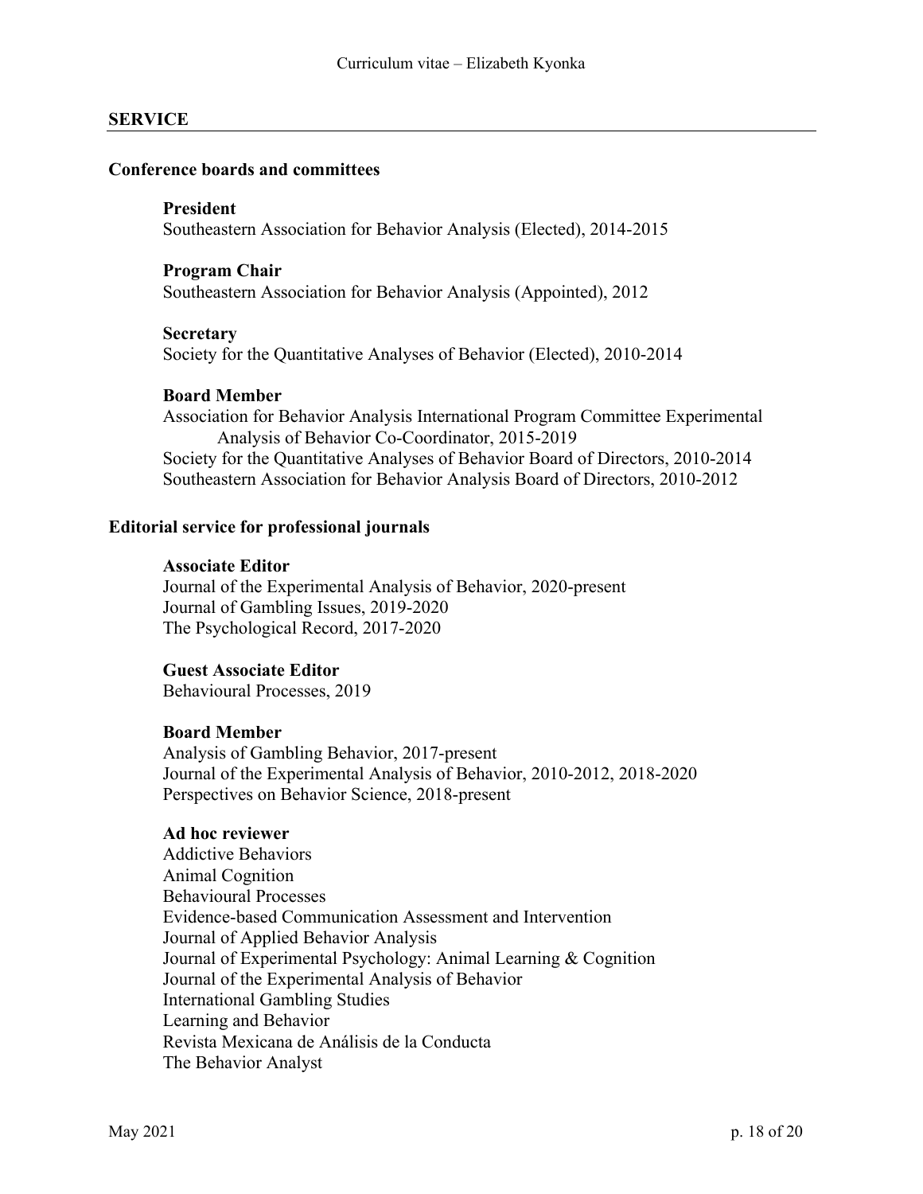## SERVICE

### Conference boards and committees

**President**
Southeastern Association for Behavior Analysis (Elected), 2014-2015

**Program Chair**
Southeastern Association for Behavior Analysis (Appointed), 2012

**Secretary**
Society for the Quantitative Analyses of Behavior (Elected), 2010-2014

**Board Member**
Association for Behavior Analysis International Program Committee Experimental Analysis of Behavior Co-Coordinator, 2015-2019
Society for the Quantitative Analyses of Behavior Board of Directors, 2010-2014
Southeastern Association for Behavior Analysis Board of Directors, 2010-2012

### Editorial service for professional journals

**Associate Editor**
Journal of the Experimental Analysis of Behavior, 2020-present
Journal of Gambling Issues, 2019-2020
The Psychological Record, 2017-2020

**Guest Associate Editor**
Behavioural Processes, 2019

**Board Member**
Analysis of Gambling Behavior, 2017-present
Journal of the Experimental Analysis of Behavior, 2010-2012, 2018-2020
Perspectives on Behavior Science, 2018-present

**Ad hoc reviewer**
Addictive Behaviors
Animal Cognition
Behavioural Processes
Evidence-based Communication Assessment and Intervention
Journal of Applied Behavior Analysis
Journal of Experimental Psychology: Animal Learning & Cognition
Journal of the Experimental Analysis of Behavior
International Gambling Studies
Learning and Behavior
Revista Mexicana de Análisis de la Conducta
The Behavior Analyst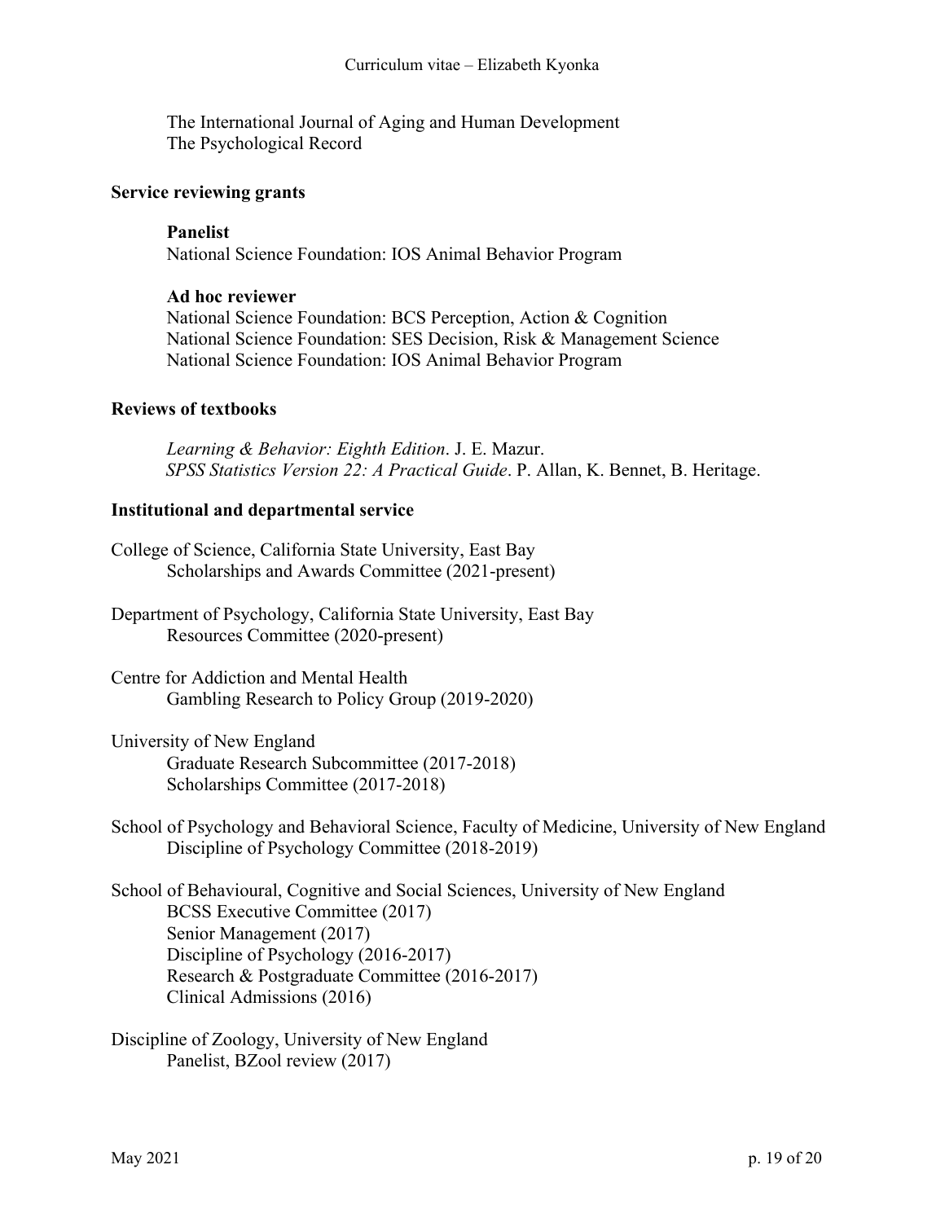The International Journal of Aging and Human Development
The Psychological Record

### Service reviewing grants

**Panelist**
National Science Foundation: IOS Animal Behavior Program

**Ad hoc reviewer**
National Science Foundation: BCS Perception, Action & Cognition
National Science Foundation: SES Decision, Risk & Management Science
National Science Foundation: IOS Animal Behavior Program

### Reviews of textbooks

*Learning & Behavior: Eighth Edition*. J. E. Mazur.
*SPSS Statistics Version 22: A Practical Guide*. P. Allan, K. Bennet, B. Heritage.

### Institutional and departmental service

College of Science, California State University, East Bay
Scholarships and Awards Committee (2021-present)

Department of Psychology, California State University, East Bay
Resources Committee (2020-present)

Centre for Addiction and Mental Health
Gambling Research to Policy Group (2019-2020)

University of New England
Graduate Research Subcommittee (2017-2018)
Scholarships Committee (2017-2018)

School of Psychology and Behavioral Science, Faculty of Medicine, University of New England
Discipline of Psychology Committee (2018-2019)

School of Behavioural, Cognitive and Social Sciences, University of New England
BCSS Executive Committee (2017)
Senior Management (2017)
Discipline of Psychology (2016-2017)
Research & Postgraduate Committee (2016-2017)
Clinical Admissions (2016)

Discipline of Zoology, University of New England
Panelist, BZool review (2017)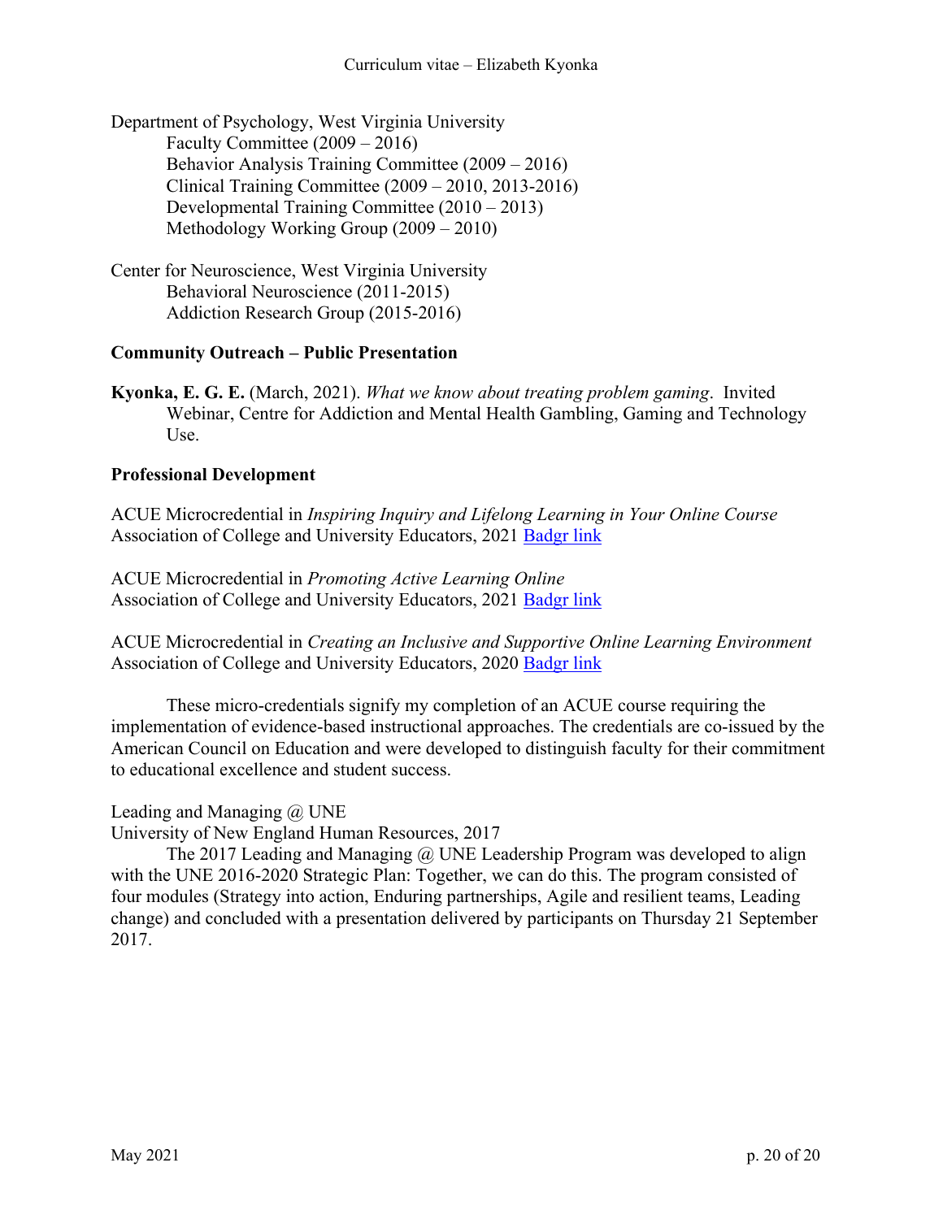Department of Psychology, West Virginia University

Faculty Committee (2009 – 2016)
Behavior Analysis Training Committee (2009 – 2016)
Clinical Training Committee (2009 – 2010, 2013-2016)
Developmental Training Committee (2010 – 2013)
Methodology Working Group (2009 – 2010)

Center for Neuroscience, West Virginia University

Behavioral Neuroscience (2011-2015)
Addiction Research Group (2015-2016)

**Community Outreach – Public Presentation**

**Kyonka, E. G. E.** (March, 2021). *What we know about treating problem gaming*. Invited Webinar, Centre for Addiction and Mental Health Gambling, Gaming and Technology Use.

**Professional Development**

ACUE Microcredential in *Inspiring Inquiry and Lifelong Learning in Your Online Course*
Association of College and University Educators, 2021 Badgr link

ACUE Microcredential in *Promoting Active Learning Online*
Association of College and University Educators, 2021 Badgr link

ACUE Microcredential in *Creating an Inclusive and Supportive Online Learning Environment*
Association of College and University Educators, 2020 Badgr link

These micro-credentials signify my completion of an ACUE course requiring the implementation of evidence-based instructional approaches. The credentials are co-issued by the American Council on Education and were developed to distinguish faculty for their commitment to educational excellence and student success.

Leading and Managing @ UNE
University of New England Human Resources, 2017

The 2017 Leading and Managing @ UNE Leadership Program was developed to align with the UNE 2016-2020 Strategic Plan: Together, we can do this. The program consisted of four modules (Strategy into action, Enduring partnerships, Agile and resilient teams, Leading change) and concluded with a presentation delivered by participants on Thursday 21 September 2017.